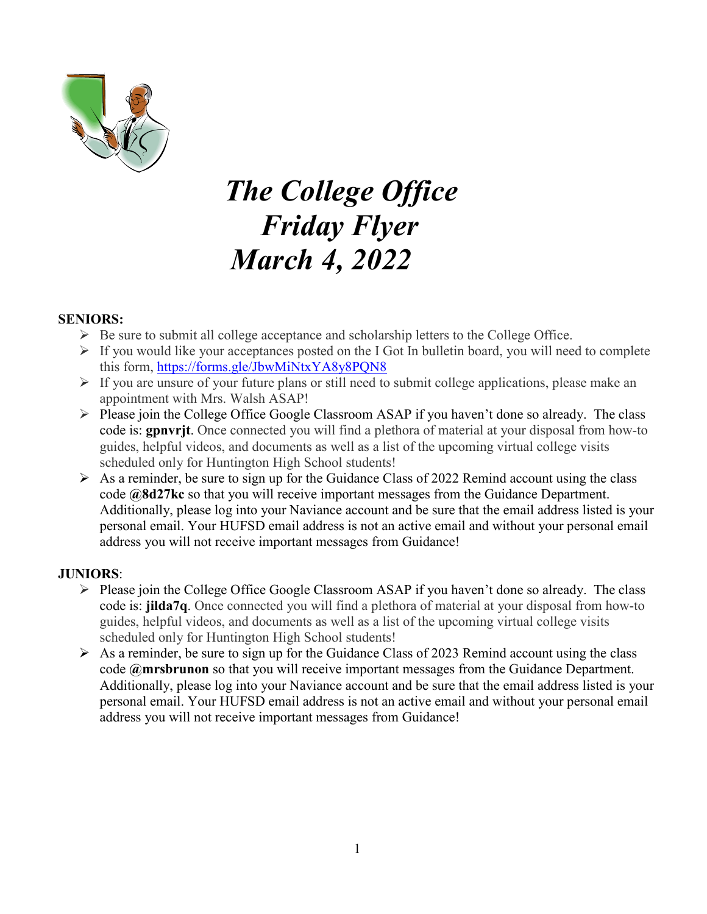# *The College Office Friday Flyer March 4, 2022*

**SENIORS:**

- Be sure to submit all college acceptance and scholarship letters to the College Office.
- If you would like your acceptances posted on the I Got In bulletin board, you will need to complete this form, https://forms.gle/JbwMiNtxYA8y8PQN8
- If you are unsure of your future plans or still need to submit college applications, please make an appointment with Mrs. Walsh ASAP!
- Please join the College Office Google Classroom ASAP if you haven't done so already. The class code is: **gpnvrjt**. Once connected you will find a plethora of material at your disposal from how-to guides, helpful videos, and documents as well as a list of the upcoming virtual college visits scheduled only for Huntington High School students!
- As a reminder, be sure to sign up for the Guidance Class of 2022 Remind account using the class code **@8d27kc** so that you will receive important messages from the Guidance Department. Additionally, please log into your Naviance account and be sure that the email address listed is your personal email. Your HUFSD email address is not an active email and without your personal email address you will not receive important messages from Guidance!

**JUNIORS**:

- Please join the College Office Google Classroom ASAP if you haven't done so already. The class code is: **jilda7q**. Once connected you will find a plethora of material at your disposal from how-to guides, helpful videos, and documents as well as a list of the upcoming virtual college visits scheduled only for Huntington High School students!
- As a reminder, be sure to sign up for the Guidance Class of 2023 Remind account using the class code **@mrsbrunon** so that you will receive important messages from the Guidance Department. Additionally, please log into your Naviance account and be sure that the email address listed is your personal email. Your HUFSD email address is not an active email and without your personal email address you will not receive important messages from Guidance!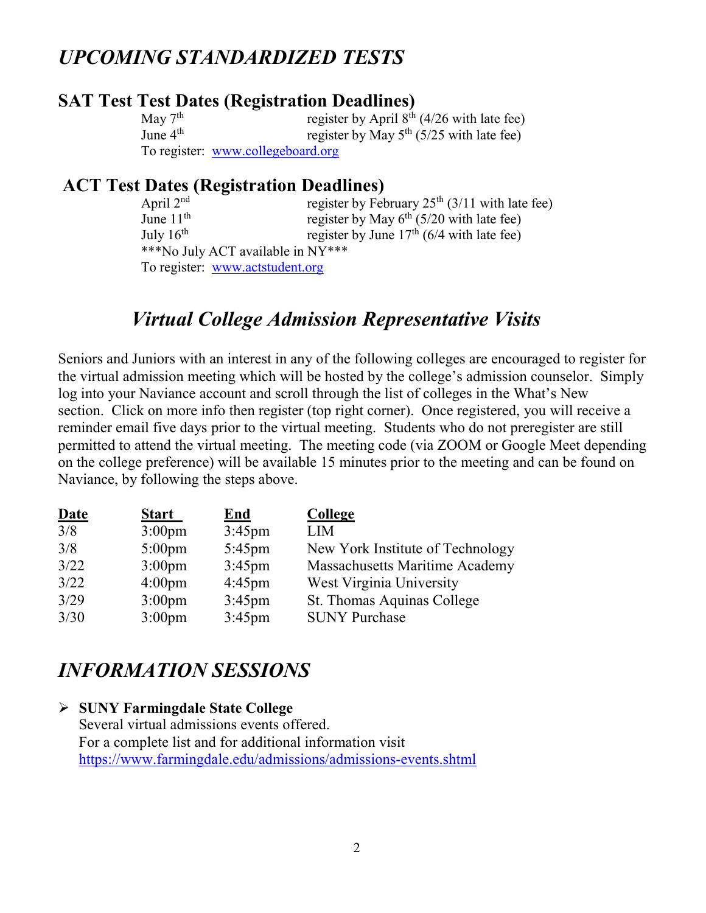# *UPCOMING STANDARDIZED TESTS*

## SAT Test Test Dates (Registration Deadlines)

| | |
|---|---|
| May 7th | register by April 8th (4/26 with late fee) |
| June 4th | register by May 5th (5/25 with late fee) |

To register: [www.collegeboard.org](http://www.collegeboard.org)

## ACT Test Dates (Registration Deadlines)

| | |
|---|---|
| April 2nd | register by February 25th (3/11 with late fee) |
| June 11th | register by May 6th (5/20 with late fee) |
| July 16th | register by June 17th (6/4 with late fee) |

***No July ACT available in NY***

To register: [www.actstudent.org](http://www.actstudent.org)

# *Virtual College Admission Representative Visits*

Seniors and Juniors with an interest in any of the following colleges are encouraged to register for the virtual admission meeting which will be hosted by the college's admission counselor. Simply log into your Naviance account and scroll through the list of colleges in the What's New section. Click on more info then register (top right corner). Once registered, you will receive a reminder email five days prior to the virtual meeting. Students who do not preregister are still permitted to attend the virtual meeting. The meeting code (via ZOOM or Google Meet depending on the college preference) will be available 15 minutes prior to the meeting and can be found on Naviance, by following the steps above.

| Date | Start | End | College |
|---|---|---|---|
| 3/8 | 3:00pm | 3:45pm | LIM |
| 3/8 | 5:00pm | 5:45pm | New York Institute of Technology |
| 3/22 | 3:00pm | 3:45pm | Massachusetts Maritime Academy |
| 3/22 | 4:00pm | 4:45pm | West Virginia University |
| 3/29 | 3:00pm | 3:45pm | St. Thomas Aquinas College |
| 3/30 | 3:00pm | 3:45pm | SUNY Purchase |

# *INFORMATION SESSIONS*

- **SUNY Farmingdale State College**
  Several virtual admissions events offered.
  For a complete list and for additional information visit
  [https://www.farmingdale.edu/admissions/admissions-events.shtml](https://www.farmingdale.edu/admissions/admissions-events.shtml)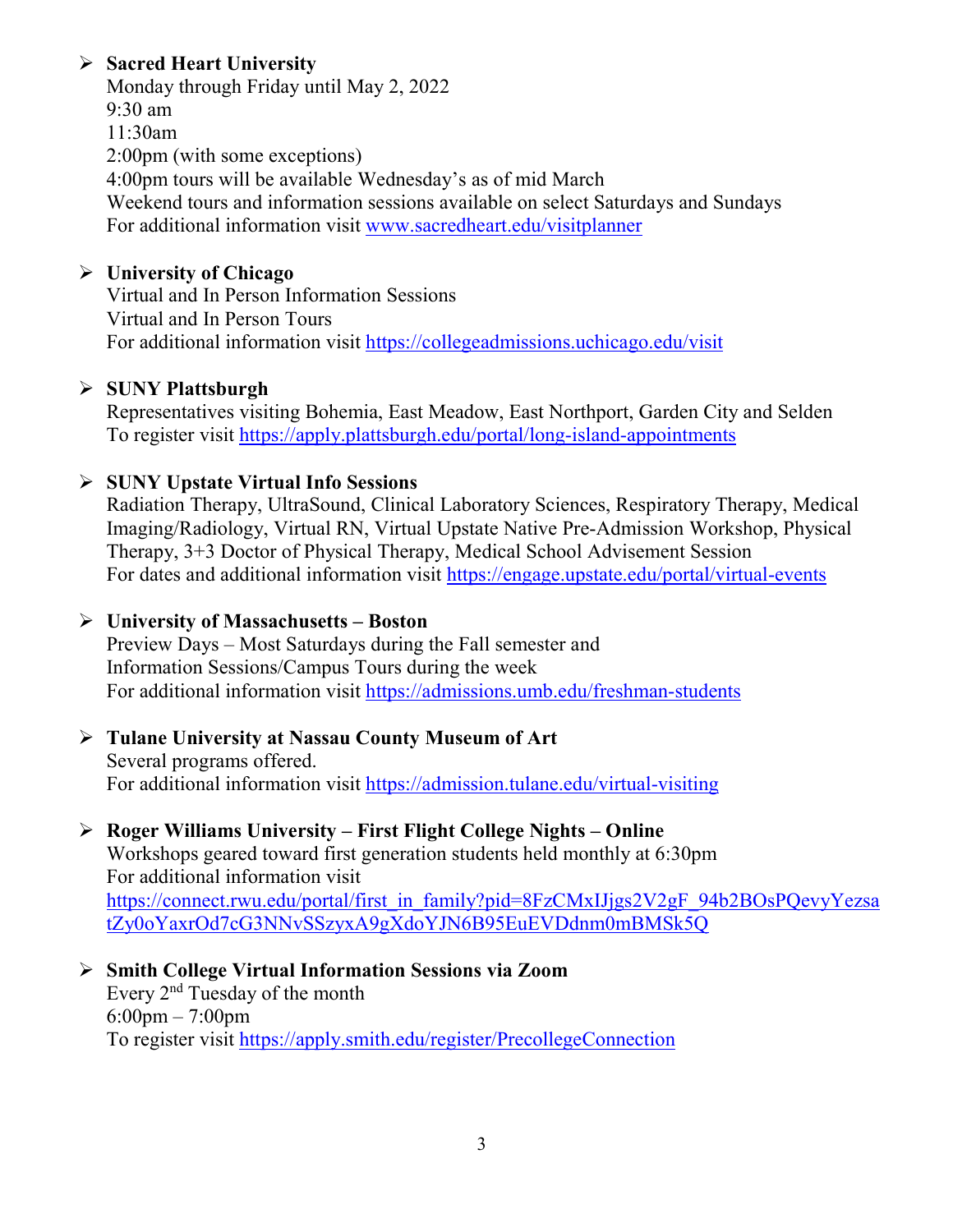- **Sacred Heart University**
  Monday through Friday until May 2, 2022
  9:30 am
  11:30am
  2:00pm (with some exceptions)
  4:00pm tours will be available Wednesday's as of mid March
  Weekend tours and information sessions available on select Saturdays and Sundays
  For additional information visit www.sacredheart.edu/visitplanner

- **University of Chicago**
  Virtual and In Person Information Sessions
  Virtual and In Person Tours
  For additional information visit https://collegeadmissions.uchicago.edu/visit

- **SUNY Plattsburgh**
  Representatives visiting Bohemia, East Meadow, East Northport, Garden City and Selden
  To register visit https://apply.plattsburgh.edu/portal/long-island-appointments

- **SUNY Upstate Virtual Info Sessions**
  Radiation Therapy, UltraSound, Clinical Laboratory Sciences, Respiratory Therapy, Medical Imaging/Radiology, Virtual RN, Virtual Upstate Native Pre-Admission Workshop, Physical Therapy, 3+3 Doctor of Physical Therapy, Medical School Advisement Session
  For dates and additional information visit https://engage.upstate.edu/portal/virtual-events

- **University of Massachusetts – Boston**
  Preview Days – Most Saturdays during the Fall semester and
  Information Sessions/Campus Tours during the week
  For additional information visit https://admissions.umb.edu/freshman-students

- **Tulane University at Nassau County Museum of Art**
  Several programs offered.
  For additional information visit https://admission.tulane.edu/virtual-visiting

- **Roger Williams University – First Flight College Nights – Online**
  Workshops geared toward first generation students held monthly at 6:30pm
  For additional information visit
  https://connect.rwu.edu/portal/first_in_family?pid=8FzCMxIJjgs2V2gF_94b2BOsPQevyYezsatZy0oYaxrOd7cG3NNvSSzyxA9gXdoYJN6B95EuEVDdnm0mBMSk5Q

- **Smith College Virtual Information Sessions via Zoom**
  Every 2nd Tuesday of the month
  6:00pm – 7:00pm
  To register visit https://apply.smith.edu/register/PrecollegeConnection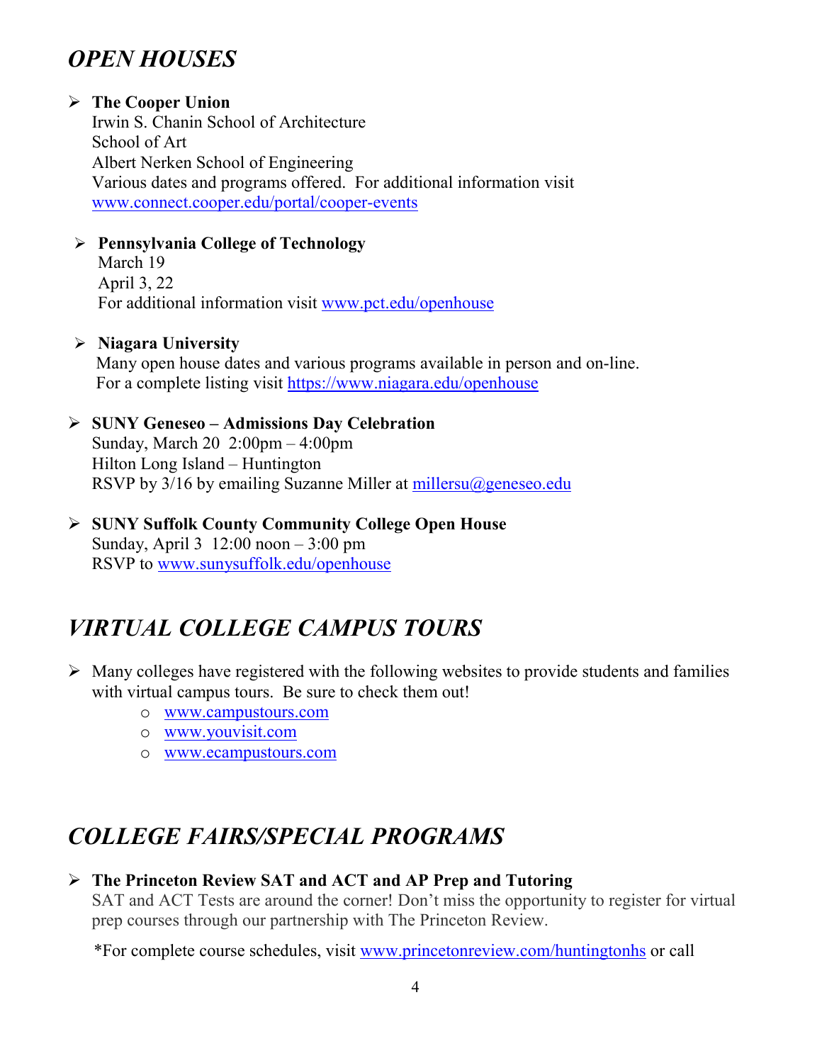## *OPEN HOUSES*

- **The Cooper Union**
  Irwin S. Chanin School of Architecture
  School of Art
  Albert Nerken School of Engineering
  Various dates and programs offered. For additional information visit www.connect.cooper.edu/portal/cooper-events

- **Pennsylvania College of Technology**
  March 19
  April 3, 22
  For additional information visit www.pct.edu/openhouse

- **Niagara University**
  Many open house dates and various programs available in person and on-line.
  For a complete listing visit https://www.niagara.edu/openhouse

- **SUNY Geneseo – Admissions Day Celebration**
  Sunday, March 20 2:00pm – 4:00pm
  Hilton Long Island – Huntington
  RSVP by 3/16 by emailing Suzanne Miller at millersu@geneseo.edu

- **SUNY Suffolk County Community College Open House**
  Sunday, April 3 12:00 noon – 3:00 pm
  RSVP to www.sunysuffolk.edu/openhouse

## *VIRTUAL COLLEGE CAMPUS TOURS*

- Many colleges have registered with the following websites to provide students and families with virtual campus tours. Be sure to check them out!
  - www.campustours.com
  - www.youvisit.com
  - www.ecampustours.com

## *COLLEGE FAIRS/SPECIAL PROGRAMS*

- **The Princeton Review SAT and ACT and AP Prep and Tutoring**
  SAT and ACT Tests are around the corner! Don't miss the opportunity to register for virtual prep courses through our partnership with The Princeton Review.

  *For complete course schedules, visit www.princetonreview.com/huntingtonhs or call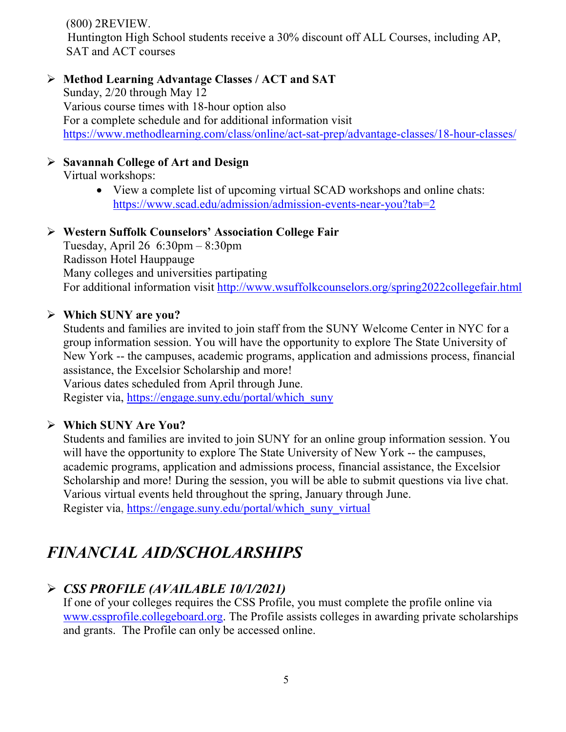(800) 2REVIEW.
Huntington High School students receive a 30% discount off ALL Courses, including AP, SAT and ACT courses

- **Method Learning Advantage Classes / ACT and SAT**
  Sunday, 2/20 through May 12
  Various course times with 18-hour option also
  For a complete schedule and for additional information visit
  https://www.methodlearning.com/class/online/act-sat-prep/advantage-classes/18-hour-classes/

- **Savannah College of Art and Design**
  Virtual workshops:
  - View a complete list of upcoming virtual SCAD workshops and online chats: https://www.scad.edu/admission/admission-events-near-you?tab=2

- **Western Suffolk Counselors' Association College Fair**
  Tuesday, April 26 6:30pm – 8:30pm
  Radisson Hotel Hauppauge
  Many colleges and universities partipating
  For additional information visit http://www.wsuffolkcounselors.org/spring2022collegefair.html

- **Which SUNY are you?**
  Students and families are invited to join staff from the SUNY Welcome Center in NYC for a group information session. You will have the opportunity to explore The State University of New York -- the campuses, academic programs, application and admissions process, financial assistance, the Excelsior Scholarship and more!
  Various dates scheduled from April through June.
  Register via, https://engage.suny.edu/portal/which_suny

- **Which SUNY Are You?**
  Students and families are invited to join SUNY for an online group information session. You will have the opportunity to explore The State University of New York -- the campuses, academic programs, application and admissions process, financial assistance, the Excelsior Scholarship and more! During the session, you will be able to submit questions via live chat.
  Various virtual events held throughout the spring, January through June.
  Register via, https://engage.suny.edu/portal/which_suny_virtual

## *FINANCIAL AID/SCHOLARSHIPS*

- ***CSS PROFILE (AVAILABLE 10/1/2021)***
  If one of your colleges requires the CSS Profile, you must complete the profile online via www.cssprofile.collegeboard.org. The Profile assists colleges in awarding private scholarships and grants. The Profile can only be accessed online.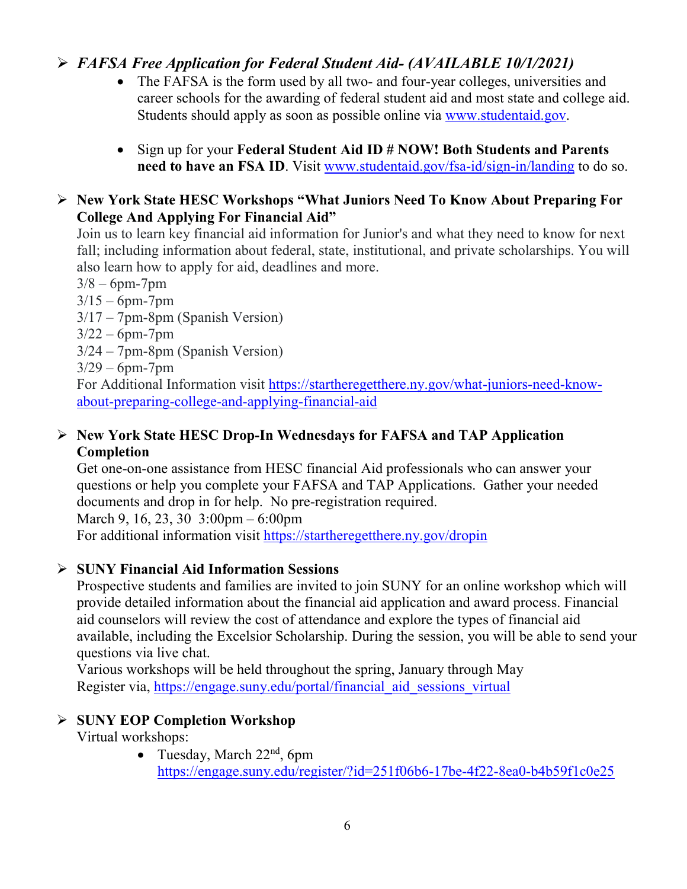- ***FAFSA Free Application for Federal Student Aid- (AVAILABLE 10/1/2021)***
  - The FAFSA is the form used by all two- and four-year colleges, universities and career schools for the awarding of federal student aid and most state and college aid. Students should apply as soon as possible online via www.studentaid.gov.
  - Sign up for your **Federal Student Aid ID # NOW! Both Students and Parents need to have an FSA ID**. Visit www.studentaid.gov/fsa-id/sign-in/landing to do so.

- **New York State HESC Workshops "What Juniors Need To Know About Preparing For College And Applying For Financial Aid"**

  Join us to learn key financial aid information for Junior's and what they need to know for next fall; including information about federal, state, institutional, and private scholarships. You will also learn how to apply for aid, deadlines and more.

  3/8 – 6pm-7pm
  3/15 – 6pm-7pm
  3/17 – 7pm-8pm (Spanish Version)
  3/22 – 6pm-7pm
  3/24 – 7pm-8pm (Spanish Version)
  3/29 – 6pm-7pm
  For Additional Information visit https://startheregetthere.ny.gov/what-juniors-need-know-about-preparing-college-and-applying-financial-aid

- **New York State HESC Drop-In Wednesdays for FAFSA and TAP Application Completion**

  Get one-on-one assistance from HESC financial Aid professionals who can answer your questions or help you complete your FAFSA and TAP Applications. Gather your needed documents and drop in for help. No pre-registration required.
  March 9, 16, 23, 30 3:00pm – 6:00pm
  For additional information visit https://startheregetthere.ny.gov/dropin

- **SUNY Financial Aid Information Sessions**

  Prospective students and families are invited to join SUNY for an online workshop which will provide detailed information about the financial aid application and award process. Financial aid counselors will review the cost of attendance and explore the types of financial aid available, including the Excelsior Scholarship. During the session, you will be able to send your questions via live chat.
  Various workshops will be held throughout the spring, January through May
  Register via, https://engage.suny.edu/portal/financial_aid_sessions_virtual

- **SUNY EOP Completion Workshop**

  Virtual workshops:
  - Tuesday, March 22nd, 6pm
    https://engage.suny.edu/register/?id=251f06b6-17be-4f22-8ea0-b4b59f1c0e25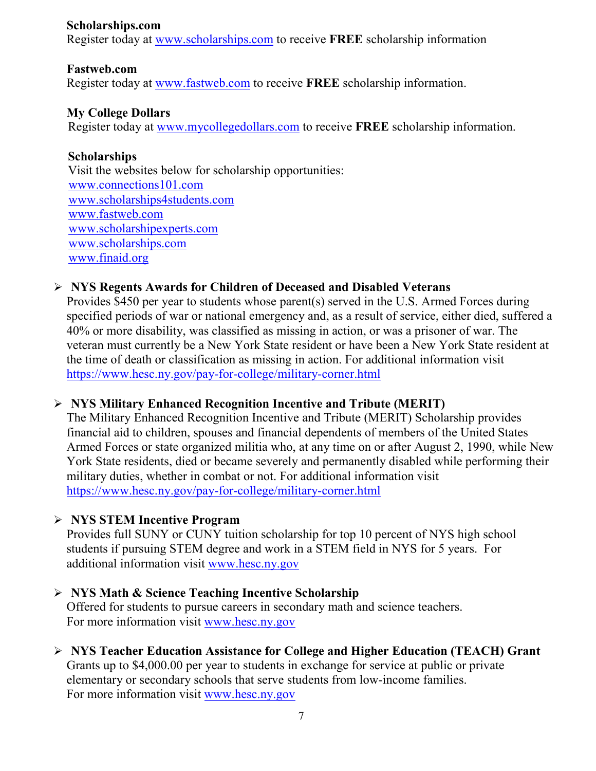**Scholarships.com**
Register today at www.scholarships.com to receive **FREE** scholarship information

**Fastweb.com**
Register today at www.fastweb.com to receive **FREE** scholarship information.

**My College Dollars**
Register today at www.mycollegedollars.com to receive **FREE** scholarship information.

**Scholarships**
Visit the websites below for scholarship opportunities:
www.connections101.com
www.scholarships4students.com
www.fastweb.com
www.scholarshipexperts.com
www.scholarships.com
www.finaid.org

- **NYS Regents Awards for Children of Deceased and Disabled Veterans**
  Provides $450 per year to students whose parent(s) served in the U.S. Armed Forces during specified periods of war or national emergency and, as a result of service, either died, suffered a 40% or more disability, was classified as missing in action, or was a prisoner of war. The veteran must currently be a New York State resident or have been a New York State resident at the time of death or classification as missing in action. For additional information visit https://www.hesc.ny.gov/pay-for-college/military-corner.html

- **NYS Military Enhanced Recognition Incentive and Tribute (MERIT)**
  The Military Enhanced Recognition Incentive and Tribute (MERIT) Scholarship provides financial aid to children, spouses and financial dependents of members of the United States Armed Forces or state organized militia who, at any time on or after August 2, 1990, while New York State residents, died or became severely and permanently disabled while performing their military duties, whether in combat or not. For additional information visit https://www.hesc.ny.gov/pay-for-college/military-corner.html

- **NYS STEM Incentive Program**
  Provides full SUNY or CUNY tuition scholarship for top 10 percent of NYS high school students if pursuing STEM degree and work in a STEM field in NYS for 5 years. For additional information visit www.hesc.ny.gov

- **NYS Math & Science Teaching Incentive Scholarship**
  Offered for students to pursue careers in secondary math and science teachers.
  For more information visit www.hesc.ny.gov

- **NYS Teacher Education Assistance for College and Higher Education (TEACH) Grant**
  Grants up to $4,000.00 per year to students in exchange for service at public or private elementary or secondary schools that serve students from low-income families.
  For more information visit www.hesc.ny.gov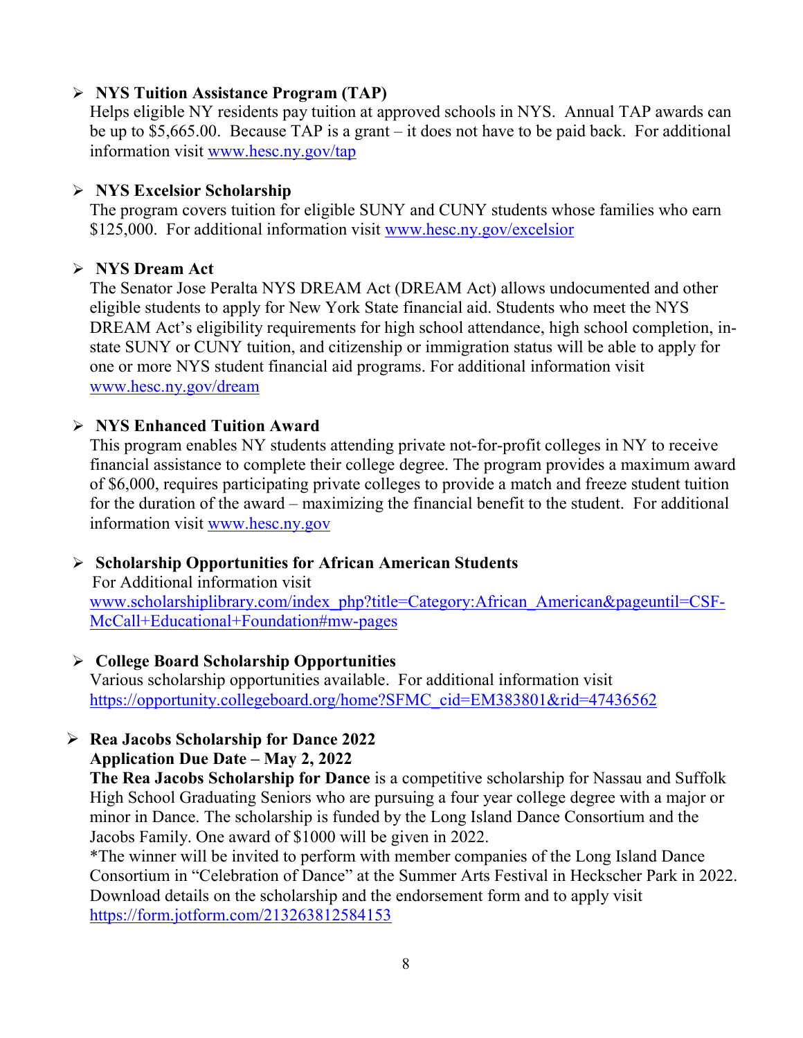- **NYS Tuition Assistance Program (TAP)**
  Helps eligible NY residents pay tuition at approved schools in NYS. Annual TAP awards can be up to $5,665.00. Because TAP is a grant – it does not have to be paid back. For additional information visit [www.hesc.ny.gov/tap](www.hesc.ny.gov/tap)

- **NYS Excelsior Scholarship**
  The program covers tuition for eligible SUNY and CUNY students whose families who earn $125,000. For additional information visit [www.hesc.ny.gov/excelsior](www.hesc.ny.gov/excelsior)

- **NYS Dream Act**
  The Senator Jose Peralta NYS DREAM Act (DREAM Act) allows undocumented and other eligible students to apply for New York State financial aid. Students who meet the NYS DREAM Act's eligibility requirements for high school attendance, high school completion, in-state SUNY or CUNY tuition, and citizenship or immigration status will be able to apply for one or more NYS student financial aid programs. For additional information visit [www.hesc.ny.gov/dream](www.hesc.ny.gov/dream)

- **NYS Enhanced Tuition Award**
  This program enables NY students attending private not-for-profit colleges in NY to receive financial assistance to complete their college degree. The program provides a maximum award of $6,000, requires participating private colleges to provide a match and freeze student tuition for the duration of the award – maximizing the financial benefit to the student. For additional information visit [www.hesc.ny.gov](www.hesc.ny.gov)

- **Scholarship Opportunities for African American Students**
  For Additional information visit [www.scholarshiplibrary.com/index_php?title=Category:African_American&pageuntil=CSF-McCall+Educational+Foundation#mw-pages](www.scholarshiplibrary.com/index_php?title=Category:African_American&pageuntil=CSF-McCall+Educational+Foundation#mw-pages)

- **College Board Scholarship Opportunities**
  Various scholarship opportunities available. For additional information visit [https://opportunity.collegeboard.org/home?SFMC_cid=EM383801&rid=47436562](https://opportunity.collegeboard.org/home?SFMC_cid=EM383801&rid=47436562)

- **Rea Jacobs Scholarship for Dance 2022**
  **Application Due Date – May 2, 2022**
  **The Rea Jacobs Scholarship for Dance** is a competitive scholarship for Nassau and Suffolk High School Graduating Seniors who are pursuing a four year college degree with a major or minor in Dance. The scholarship is funded by the Long Island Dance Consortium and the Jacobs Family. One award of $1000 will be given in 2022.
  *The winner will be invited to perform with member companies of the Long Island Dance Consortium in "Celebration of Dance" at the Summer Arts Festival in Heckscher Park in 2022. Download details on the scholarship and the endorsement form and to apply visit [https://form.jotform.com/213263812584153](https://form.jotform.com/213263812584153)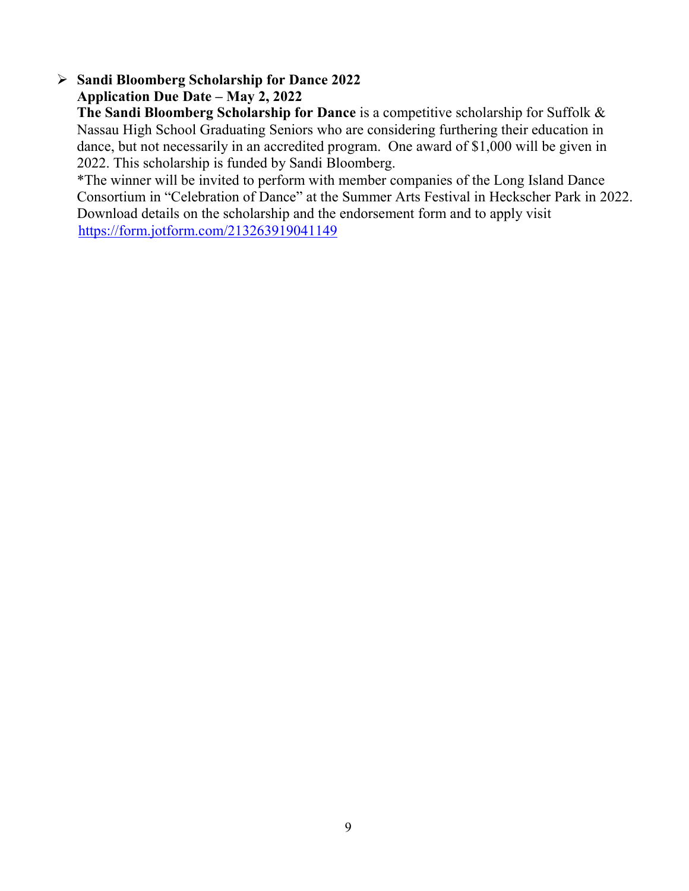- **Sandi Bloomberg Scholarship for Dance 2022**
  **Application Due Date – May 2, 2022**
  **The Sandi Bloomberg Scholarship for Dance** is a competitive scholarship for Suffolk & Nassau High School Graduating Seniors who are considering furthering their education in dance, but not necessarily in an accredited program. One award of $1,000 will be given in 2022. This scholarship is funded by Sandi Bloomberg.
  *The winner will be invited to perform with member companies of the Long Island Dance Consortium in "Celebration of Dance" at the Summer Arts Festival in Heckscher Park in 2022.
  Download details on the scholarship and the endorsement form and to apply visit
  https://form.jotform.com/213263919041149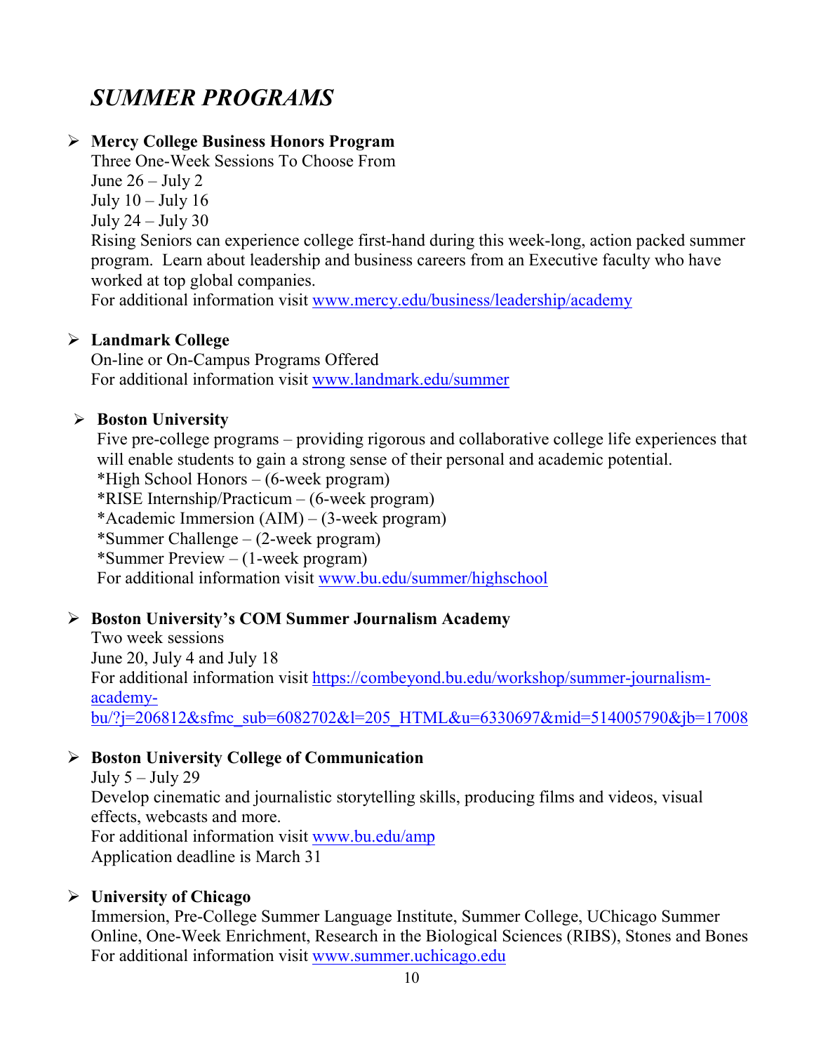# *SUMMER PROGRAMS*

- **Mercy College Business Honors Program**
  Three One-Week Sessions To Choose From
  June 26 – July 2
  July 10 – July 16
  July 24 – July 30
  Rising Seniors can experience college first-hand during this week-long, action packed summer program. Learn about leadership and business careers from an Executive faculty who have worked at top global companies.
  For additional information visit [www.mercy.edu/business/leadership/academy](www.mercy.edu/business/leadership/academy)

- **Landmark College**
  On-line or On-Campus Programs Offered
  For additional information visit [www.landmark.edu/summer](www.landmark.edu/summer)

- **Boston University**
  Five pre-college programs – providing rigorous and collaborative college life experiences that will enable students to gain a strong sense of their personal and academic potential.
  *High School Honors – (6-week program)
  *RISE Internship/Practicum – (6-week program)
  *Academic Immersion (AIM) – (3-week program)
  *Summer Challenge – (2-week program)
  *Summer Preview – (1-week program)
  For additional information visit [www.bu.edu/summer/highschool](www.bu.edu/summer/highschool)

- **Boston University's COM Summer Journalism Academy**
  Two week sessions
  June 20, July 4 and July 18
  For additional information visit [https://combeyond.bu.edu/workshop/summer-journalism-academy-bu/?j=206812&sfmc_sub=6082702&l=205_HTML&u=6330697&mid=514005790&jb=17008](https://combeyond.bu.edu/workshop/summer-journalism-academy-bu/?j=206812&sfmc_sub=6082702&l=205_HTML&u=6330697&mid=514005790&jb=17008)

- **Boston University College of Communication**
  July 5 – July 29
  Develop cinematic and journalistic storytelling skills, producing films and videos, visual effects, webcasts and more.
  For additional information visit [www.bu.edu/amp](www.bu.edu/amp)
  Application deadline is March 31

- **University of Chicago**
  Immersion, Pre-College Summer Language Institute, Summer College, UChicago Summer Online, One-Week Enrichment, Research in the Biological Sciences (RIBS), Stones and Bones
  For additional information visit [www.summer.uchicago.edu](www.summer.uchicago.edu)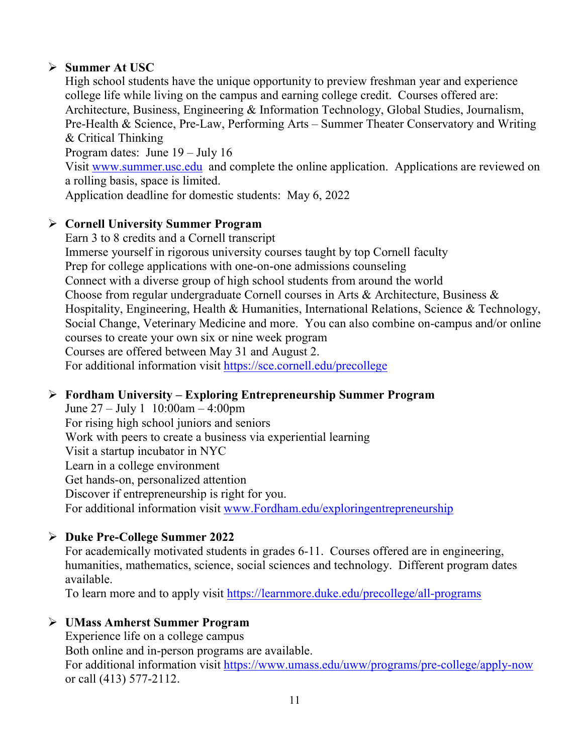- **Summer At USC**

  High school students have the unique opportunity to preview freshman year and experience college life while living on the campus and earning college credit. Courses offered are: Architecture, Business, Engineering & Information Technology, Global Studies, Journalism, Pre-Health & Science, Pre-Law, Performing Arts – Summer Theater Conservatory and Writing & Critical Thinking

  Program dates: June 19 – July 16

  Visit [www.summer.usc.edu](www.summer.usc.edu) and complete the online application. Applications are reviewed on a rolling basis, space is limited.

  Application deadline for domestic students: May 6, 2022

- **Cornell University Summer Program**

  Earn 3 to 8 credits and a Cornell transcript

  Immerse yourself in rigorous university courses taught by top Cornell faculty

  Prep for college applications with one-on-one admissions counseling

  Connect with a diverse group of high school students from around the world

  Choose from regular undergraduate Cornell courses in Arts & Architecture, Business & Hospitality, Engineering, Health & Humanities, International Relations, Science & Technology, Social Change, Veterinary Medicine and more. You can also combine on-campus and/or online courses to create your own six or nine week program

  Courses are offered between May 31 and August 2.

  For additional information visit [https://sce.cornell.edu/precollege](https://sce.cornell.edu/precollege)

- **Fordham University – Exploring Entrepreneurship Summer Program**

  June 27 – July 1 10:00am – 4:00pm

  For rising high school juniors and seniors

  Work with peers to create a business via experiential learning

  Visit a startup incubator in NYC

  Learn in a college environment

  Get hands-on, personalized attention

  Discover if entrepreneurship is right for you.

  For additional information visit [www.Fordham.edu/exploringentrepreneurship](www.Fordham.edu/exploringentrepreneurship)

- **Duke Pre-College Summer 2022**

  For academically motivated students in grades 6-11. Courses offered are in engineering, humanities, mathematics, science, social sciences and technology. Different program dates available.

  To learn more and to apply visit [https://learnmore.duke.edu/precollege/all-programs](https://learnmore.duke.edu/precollege/all-programs)

- **UMass Amherst Summer Program**

  Experience life on a college campus

  Both online and in-person programs are available.

  For additional information visit [https://www.umass.edu/uww/programs/pre-college/apply-now](https://www.umass.edu/uww/programs/pre-college/apply-now) or call (413) 577-2112.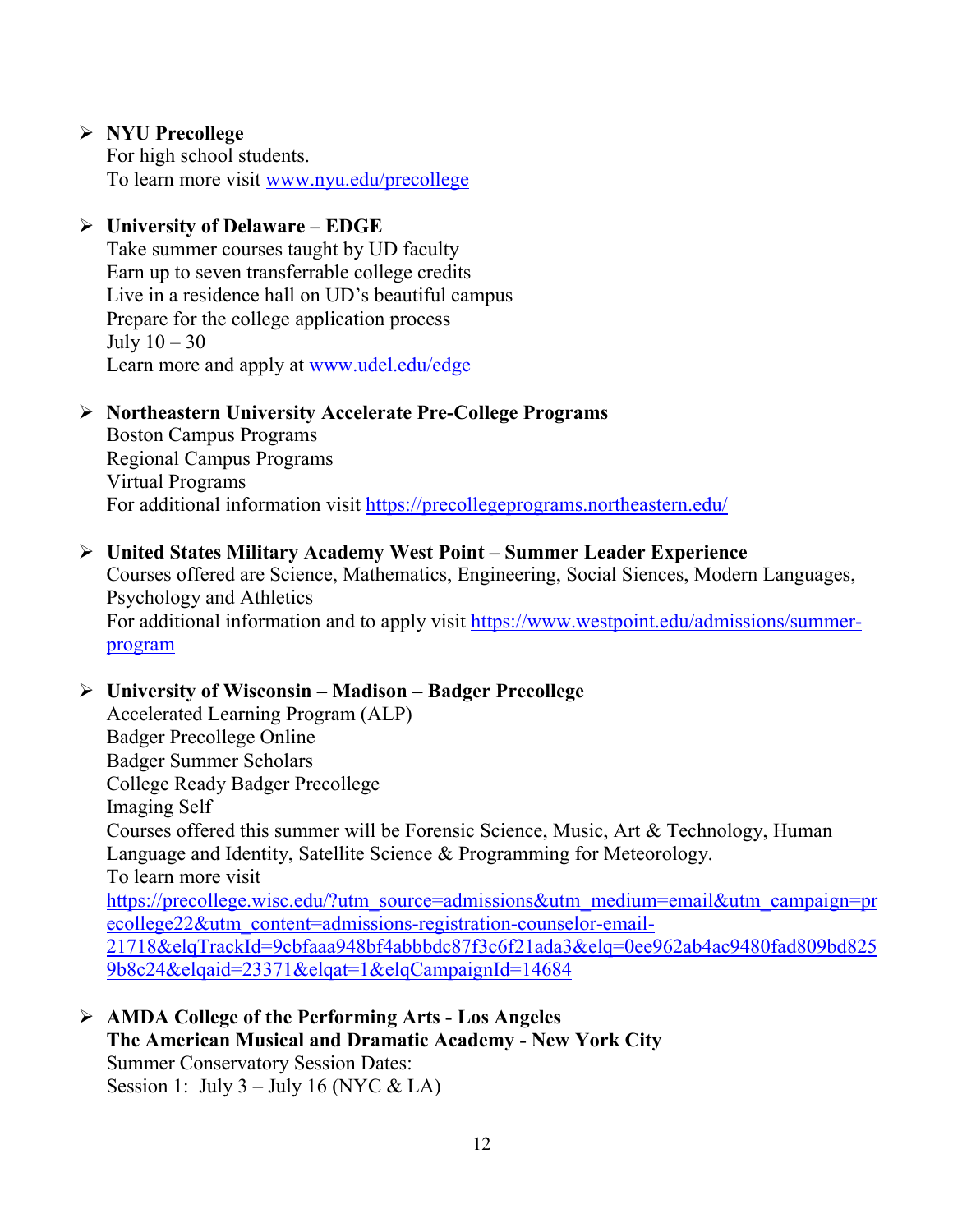- **NYU Precollege**
  For high school students.
  To learn more visit [www.nyu.edu/precollege](www.nyu.edu/precollege)

- **University of Delaware – EDGE**
  Take summer courses taught by UD faculty
  Earn up to seven transferrable college credits
  Live in a residence hall on UD's beautiful campus
  Prepare for the college application process
  July 10 – 30
  Learn more and apply at [www.udel.edu/edge](www.udel.edu/edge)

- **Northeastern University Accelerate Pre-College Programs**
  Boston Campus Programs
  Regional Campus Programs
  Virtual Programs
  For additional information visit [https://precollegeprograms.northeastern.edu/](https://precollegeprograms.northeastern.edu/)

- **United States Military Academy West Point – Summer Leader Experience**
  Courses offered are Science, Mathematics, Engineering, Social Siences, Modern Languages, Psychology and Athletics
  For additional information and to apply visit [https://www.westpoint.edu/admissions/summer-program](https://www.westpoint.edu/admissions/summer-program)

- **University of Wisconsin – Madison – Badger Precollege**
  Accelerated Learning Program (ALP)
  Badger Precollege Online
  Badger Summer Scholars
  College Ready Badger Precollege
  Imaging Self
  Courses offered this summer will be Forensic Science, Music, Art & Technology, Human Language and Identity, Satellite Science & Programming for Meteorology.
  To learn more visit
  [https://precollege.wisc.edu/?utm_source=admissions&utm_medium=email&utm_campaign=precollege22&utm_content=admissions-registration-counselor-email-21718&elqTrackId=9cbfaaa948bf4abbbdc87f3c6f21ada3&elq=0ee962ab4ac9480fad809bd8259b8c24&elqaid=23371&elqat=1&elqCampaignId=14684](https://precollege.wisc.edu/?utm_source=admissions&utm_medium=email&utm_campaign=precollege22&utm_content=admissions-registration-counselor-email-21718&elqTrackId=9cbfaaa948bf4abbbdc87f3c6f21ada3&elq=0ee962ab4ac9480fad809bd8259b8c24&elqaid=23371&elqat=1&elqCampaignId=14684)

- **AMDA College of the Performing Arts - Los Angeles**
  **The American Musical and Dramatic Academy - New York City**
  Summer Conservatory Session Dates:
  Session 1: July 3 – July 16 (NYC & LA)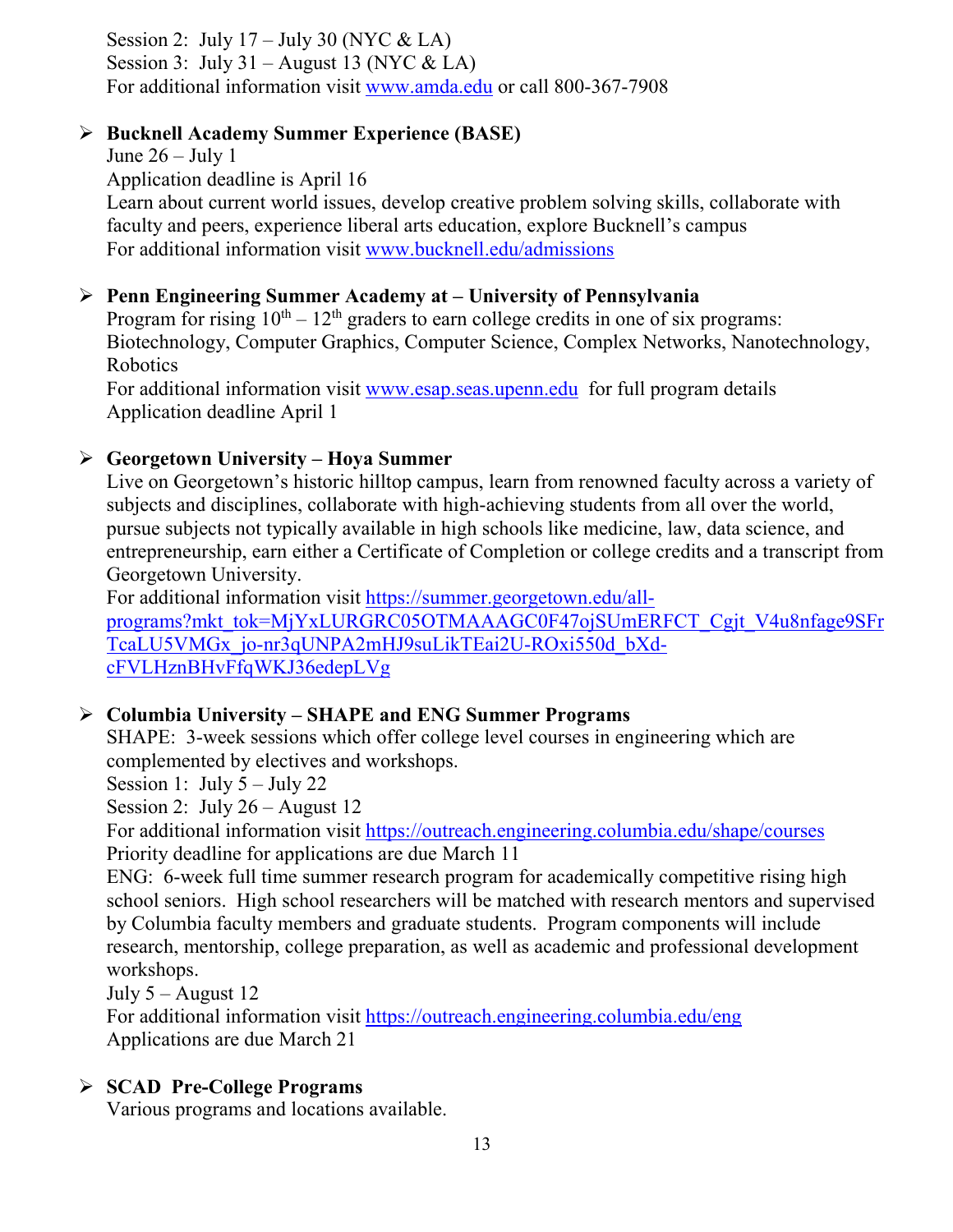Session 2: July 17 – July 30 (NYC & LA)
Session 3: July 31 – August 13 (NYC & LA)
For additional information visit www.amda.edu or call 800-367-7908

- **Bucknell Academy Summer Experience (BASE)**
  June 26 – July 1
  Application deadline is April 16
  Learn about current world issues, develop creative problem solving skills, collaborate with faculty and peers, experience liberal arts education, explore Bucknell's campus
  For additional information visit www.bucknell.edu/admissions

- **Penn Engineering Summer Academy at – University of Pennsylvania**
  Program for rising 10th – 12th graders to earn college credits in one of six programs: Biotechnology, Computer Graphics, Computer Science, Complex Networks, Nanotechnology, Robotics
  For additional information visit www.esap.seas.upenn.edu for full program details
  Application deadline April 1

- **Georgetown University – Hoya Summer**
  Live on Georgetown's historic hilltop campus, learn from renowned faculty across a variety of subjects and disciplines, collaborate with high-achieving students from all over the world, pursue subjects not typically available in high schools like medicine, law, data science, and entrepreneurship, earn either a Certificate of Completion or college credits and a transcript from Georgetown University.
  For additional information visit https://summer.georgetown.edu/all-programs?mkt_tok=MjYxLURGRC05OTMAAAGC0F47ojSUmERFCT_Cgjt_V4u8nfage9SFrTcaLU5VMGx_jo-nr3qUNPA2mHJ9suLikTEai2U-ROxi550d_bXd-cFVLHznBHvFfqWKJ36edepLVg

- **Columbia University – SHAPE and ENG Summer Programs**
  SHAPE: 3-week sessions which offer college level courses in engineering which are complemented by electives and workshops.
  Session 1: July 5 – July 22
  Session 2: July 26 – August 12
  For additional information visit https://outreach.engineering.columbia.edu/shape/courses
  Priority deadline for applications are due March 11
  ENG: 6-week full time summer research program for academically competitive rising high school seniors. High school researchers will be matched with research mentors and supervised by Columbia faculty members and graduate students. Program components will include research, mentorship, college preparation, as well as academic and professional development workshops.
  July 5 – August 12
  For additional information visit https://outreach.engineering.columbia.edu/eng
  Applications are due March 21

- **SCAD Pre-College Programs**
  Various programs and locations available.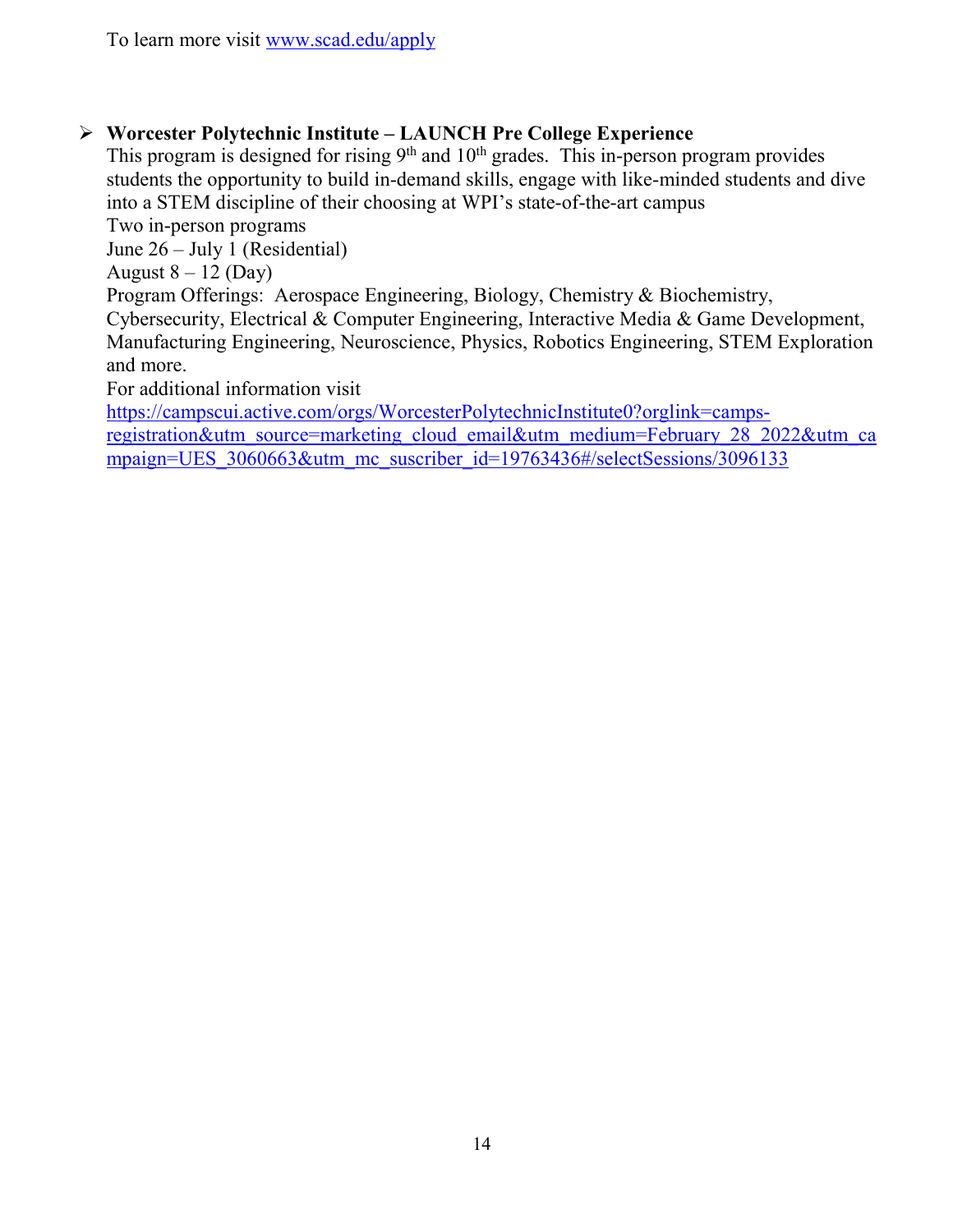To learn more visit [www.scad.edu/apply](www.scad.edu/apply)

- **Worcester Polytechnic Institute – LAUNCH Pre College Experience**
  This program is designed for rising 9th and 10th grades. This in-person program provides students the opportunity to build in-demand skills, engage with like-minded students and dive into a STEM discipline of their choosing at WPI's state-of-the-art campus
  Two in-person programs
  June 26 – July 1 (Residential)
  August 8 – 12 (Day)
  Program Offerings: Aerospace Engineering, Biology, Chemistry & Biochemistry, Cybersecurity, Electrical & Computer Engineering, Interactive Media & Game Development, Manufacturing Engineering, Neuroscience, Physics, Robotics Engineering, STEM Exploration and more.
  For additional information visit
  [https://campscui.active.com/orgs/WorcesterPolytechnicInstitute0?orglink=camps-registration&utm_source=marketing_cloud_email&utm_medium=February_28_2022&utm_campaign=UES_3060663&utm_mc_suscriber_id=19763436#/selectSessions/3096133](https://campscui.active.com/orgs/WorcesterPolytechnicInstitute0?orglink=camps-registration&utm_source=marketing_cloud_email&utm_medium=February_28_2022&utm_campaign=UES_3060663&utm_mc_suscriber_id=19763436#/selectSessions/3096133)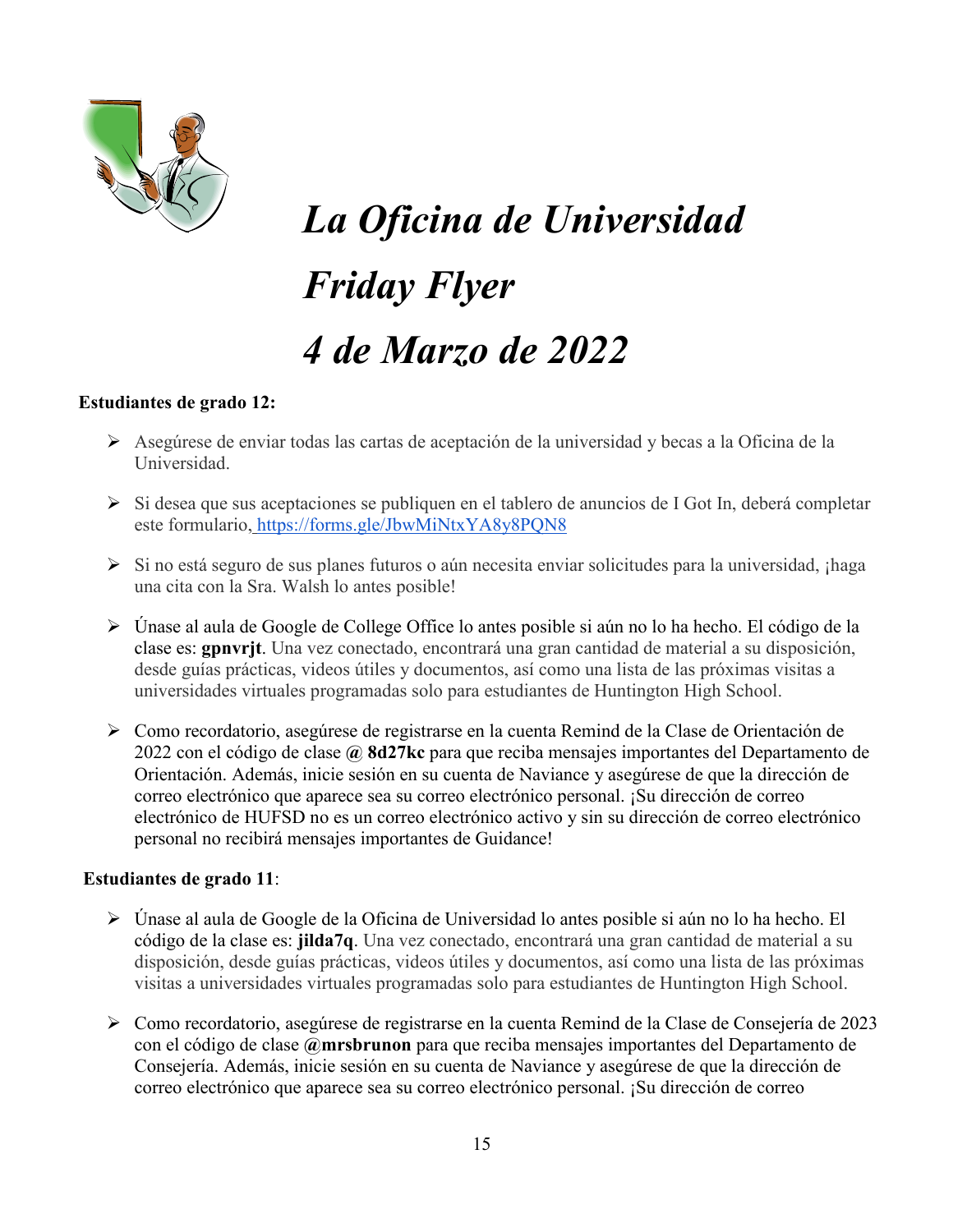# *La Oficina de Universidad*
# *Friday Flyer*
# *4 de Marzo de 2022*

**Estudiantes de grado 12:**

- Asegúrese de enviar todas las cartas de aceptación de la universidad y becas a la Oficina de la Universidad.
- Si desea que sus aceptaciones se publiquen en el tablero de anuncios de I Got In, deberá completar este formulario, https://forms.gle/JbwMiNtxYA8y8PQN8
- Si no está seguro de sus planes futuros o aún necesita enviar solicitudes para la universidad, ¡haga una cita con la Sra. Walsh lo antes posible!
- Únase al aula de Google de College Office lo antes posible si aún no lo ha hecho. El código de la clase es: **gpnvrjt**. Una vez conectado, encontrará una gran cantidad de material a su disposición, desde guías prácticas, videos útiles y documentos, así como una lista de las próximas visitas a universidades virtuales programadas solo para estudiantes de Huntington High School.
- Como recordatorio, asegúrese de registrarse en la cuenta Remind de la Clase de Orientación de 2022 con el código de clase **@ 8d27kc** para que reciba mensajes importantes del Departamento de Orientación. Además, inicie sesión en su cuenta de Naviance y asegúrese de que la dirección de correo electrónico que aparece sea su correo electrónico personal. ¡Su dirección de correo electrónico de HUFSD no es un correo electrónico activo y sin su dirección de correo electrónico personal no recibirá mensajes importantes de Guidance!

**Estudiantes de grado 11**:

- Únase al aula de Google de la Oficina de Universidad lo antes posible si aún no lo ha hecho. El código de la clase es: **jilda7q**. Una vez conectado, encontrará una gran cantidad de material a su disposición, desde guías prácticas, videos útiles y documentos, así como una lista de las próximas visitas a universidades virtuales programadas solo para estudiantes de Huntington High School.
- Como recordatorio, asegúrese de registrarse en la cuenta Remind de la Clase de Consejería de 2023 con el código de clase **@mrsbrunon** para que reciba mensajes importantes del Departamento de Consejería. Además, inicie sesión en su cuenta de Naviance y asegúrese de que la dirección de correo electrónico que aparece sea su correo electrónico personal. ¡Su dirección de correo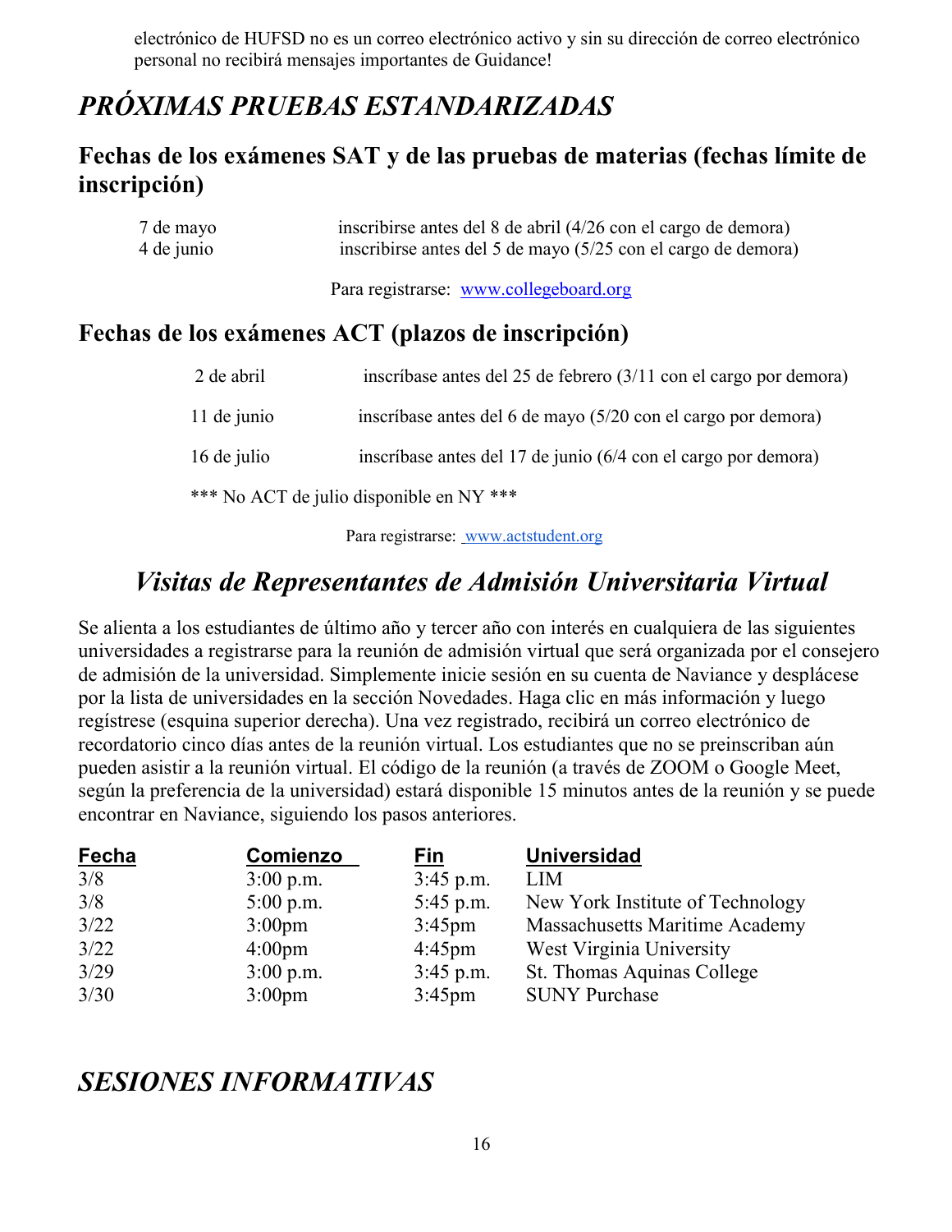electrónico de HUFSD no es un correo electrónico activo y sin su dirección de correo electrónico personal no recibirá mensajes importantes de Guidance!

# *PRÓXIMAS PRUEBAS ESTANDARIZADAS*

## Fechas de los exámenes SAT y de las pruebas de materias (fechas límite de inscripción)

| | |
|---|---|
| 7 de mayo | inscribirse antes del 8 de abril (4/26 con el cargo de demora) |
| 4 de junio | inscribirse antes del 5 de mayo (5/25 con el cargo de demora) |

Para registrarse: www.collegeboard.org

## Fechas de los exámenes ACT (plazos de inscripción)

| | |
|---|---|
| 2 de abril | inscríbase antes del 25 de febrero (3/11 con el cargo por demora) |
| 11 de junio | inscríbase antes del 6 de mayo (5/20 con el cargo por demora) |
| 16 de julio | inscríbase antes del 17 de junio (6/4 con el cargo por demora) |

*** No ACT de julio disponible en NY ***

Para registrarse: www.actstudent.org

# *Visitas de Representantes de Admisión Universitaria Virtual*

Se alienta a los estudiantes de último año y tercer año con interés en cualquiera de las siguientes universidades a registrarse para la reunión de admisión virtual que será organizada por el consejero de admisión de la universidad. Simplemente inicie sesión en su cuenta de Naviance y desplácese por la lista de universidades en la sección Novedades. Haga clic en más información y luego regístrese (esquina superior derecha). Una vez registrado, recibirá un correo electrónico de recordatorio cinco días antes de la reunión virtual. Los estudiantes que no se preinscriban aún pueden asistir a la reunión virtual. El código de la reunión (a través de ZOOM o Google Meet, según la preferencia de la universidad) estará disponible 15 minutos antes de la reunión y se puede encontrar en Naviance, siguiendo los pasos anteriores.

| Fecha | Comienzo | Fin | Universidad |
|---|---|---|---|
| 3/8 | 3:00 p.m. | 3:45 p.m. | LIM |
| 3/8 | 5:00 p.m. | 5:45 p.m. | New York Institute of Technology |
| 3/22 | 3:00pm | 3:45pm | Massachusetts Maritime Academy |
| 3/22 | 4:00pm | 4:45pm | West Virginia University |
| 3/29 | 3:00 p.m. | 3:45 p.m. | St. Thomas Aquinas College |
| 3/30 | 3:00pm | 3:45pm | SUNY Purchase |

# *SESIONES INFORMATIVAS*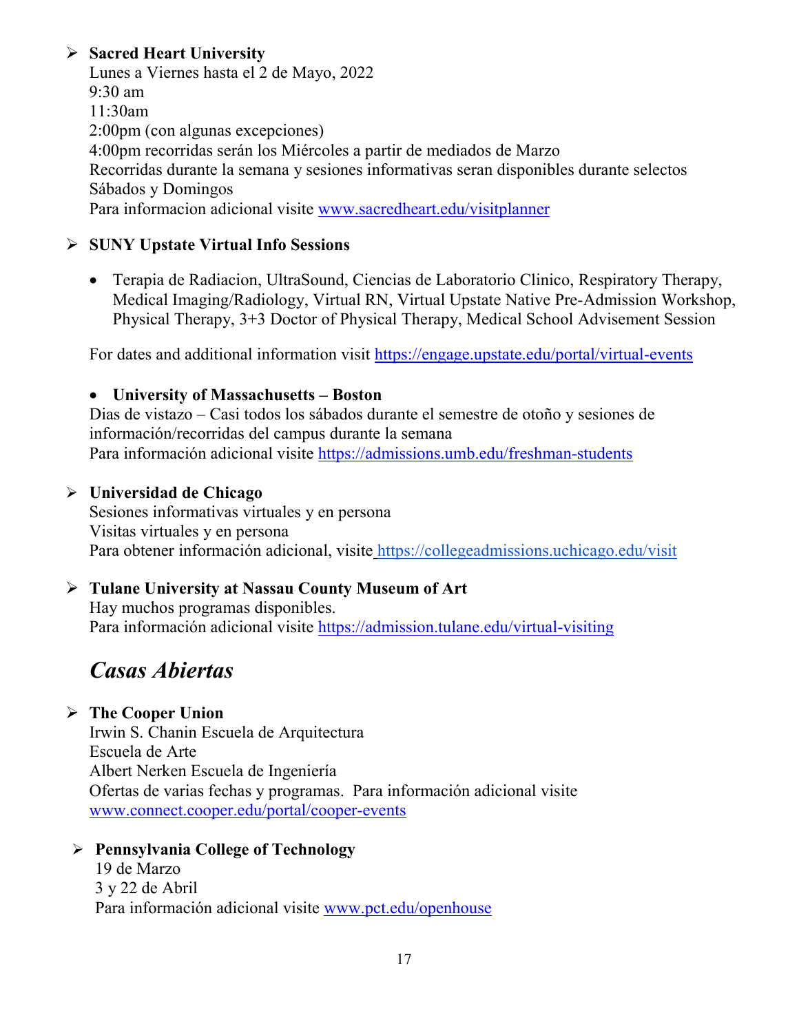- **Sacred Heart University**
  Lunes a Viernes hasta el 2 de Mayo, 2022
  9:30 am
  11:30am
  2:00pm (con algunas excepciones)
  4:00pm recorridas serán los Miércoles a partir de mediados de Marzo
  Recorridas durante la semana y sesiones informativas seran disponibles durante selectos Sábados y Domingos
  Para informacion adicional visite www.sacredheart.edu/visitplanner

- **SUNY Upstate Virtual Info Sessions**

  - Terapia de Radiacion, UltraSound, Ciencias de Laboratorio Clinico, Respiratory Therapy, Medical Imaging/Radiology, Virtual RN, Virtual Upstate Native Pre-Admission Workshop, Physical Therapy, 3+3 Doctor of Physical Therapy, Medical School Advisement Session

  For dates and additional information visit https://engage.upstate.edu/portal/virtual-events

  - **University of Massachusetts – Boston**

  Dias de vistazo – Casi todos los sábados durante el semestre de otoño y sesiones de información/recorridas del campus durante la semana
  Para información adicional visite https://admissions.umb.edu/freshman-students

- **Universidad de Chicago**
  Sesiones informativas virtuales y en persona
  Visitas virtuales y en persona
  Para obtener información adicional, visite https://collegeadmissions.uchicago.edu/visit

- **Tulane University at Nassau County Museum of Art**
  Hay muchos programas disponibles.
  Para información adicional visite https://admission.tulane.edu/virtual-visiting

## *Casas Abiertas*

- **The Cooper Union**
  Irwin S. Chanin Escuela de Arquitectura
  Escuela de Arte
  Albert Nerken Escuela de Ingeniería
  Ofertas de varias fechas y programas. Para información adicional visite www.connect.cooper.edu/portal/cooper-events

- **Pennsylvania College of Technology**
  19 de Marzo
  3 y 22 de Abril
  Para información adicional visite www.pct.edu/openhouse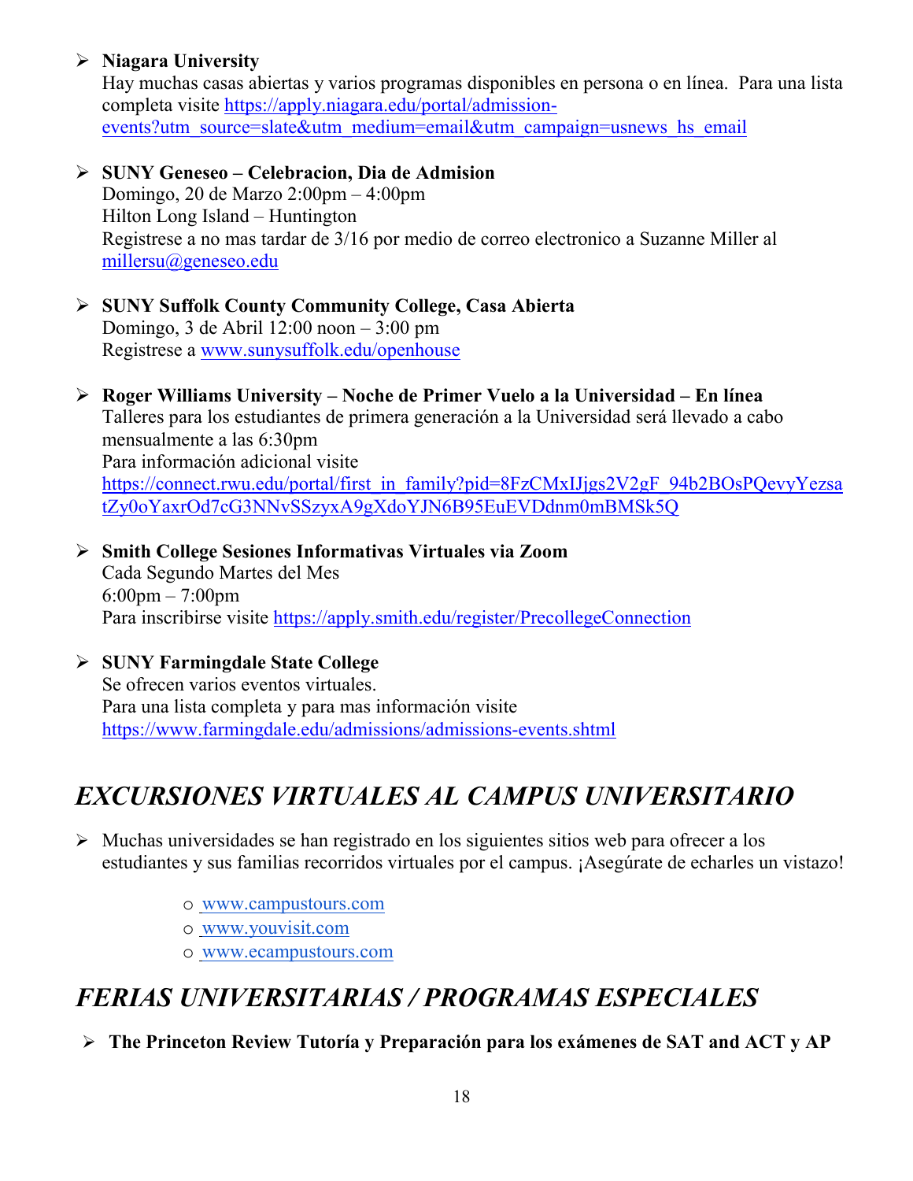- **Niagara University**
  Hay muchas casas abiertas y varios programas disponibles en persona o en línea. Para una lista completa visite https://apply.niagara.edu/portal/admission-events?utm_source=slate&utm_medium=email&utm_campaign=usnews_hs_email

- **SUNY Geneseo – Celebracion, Dia de Admision**
  Domingo, 20 de Marzo 2:00pm – 4:00pm
  Hilton Long Island – Huntington
  Registrese a no mas tardar de 3/16 por medio de correo electronico a Suzanne Miller al millersu@geneseo.edu

- **SUNY Suffolk County Community College, Casa Abierta**
  Domingo, 3 de Abril 12:00 noon – 3:00 pm
  Registrese a www.sunysuffolk.edu/openhouse

- **Roger Williams University – Noche de Primer Vuelo a la Universidad – En línea**
  Talleres para los estudiantes de primera generación a la Universidad será llevado a cabo mensualmente a las 6:30pm
  Para información adicional visite https://connect.rwu.edu/portal/first_in_family?pid=8FzCMxIJjgs2V2gF_94b2BOsPQevyYezsatZy0oYaxrOd7cG3NNvSSzyxA9gXdoYJN6B95EuEVDdnm0mBMSk5Q

- **Smith College Sesiones Informativas Virtuales via Zoom**
  Cada Segundo Martes del Mes
  6:00pm – 7:00pm
  Para inscribirse visite https://apply.smith.edu/register/PrecollegeConnection

- **SUNY Farmingdale State College**
  Se ofrecen varios eventos virtuales.
  Para una lista completa y para mas información visite https://www.farmingdale.edu/admissions/admissions-events.shtml

# *EXCURSIONES VIRTUALES AL CAMPUS UNIVERSITARIO*

- Muchas universidades se han registrado en los siguientes sitios web para ofrecer a los estudiantes y sus familias recorridos virtuales por el campus. ¡Asegúrate de echarles un vistazo!
  - www.campustours.com
  - www.youvisit.com
  - www.ecampustours.com

# *FERIAS UNIVERSITARIAS / PROGRAMAS ESPECIALES*

- **The Princeton Review Tutoría y Preparación para los exámenes de SAT and ACT y AP**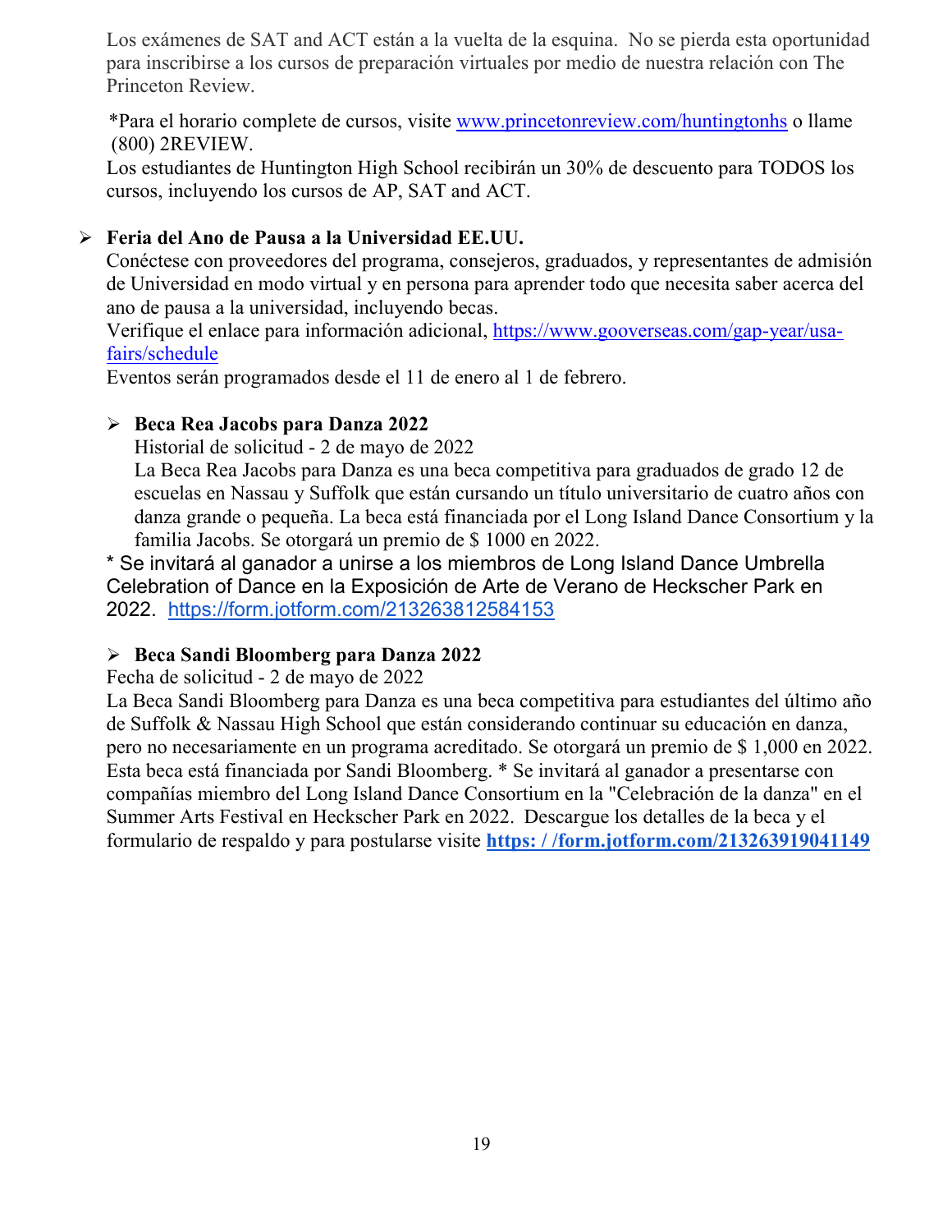Los exámenes de SAT and ACT están a la vuelta de la esquina. No se pierda esta oportunidad para inscribirse a los cursos de preparación virtuales por medio de nuestra relación con The Princeton Review.

*Para el horario complete de cursos, visite www.princetonreview.com/huntingtonhs o llame (800) 2REVIEW.
Los estudiantes de Huntington High School recibirán un 30% de descuento para TODOS los cursos, incluyendo los cursos de AP, SAT and ACT.

- **Feria del Ano de Pausa a la Universidad EE.UU.**
  Conéctese con proveedores del programa, consejeros, graduados, y representantes de admisión de Universidad en modo virtual y en persona para aprender todo que necesita saber acerca del ano de pausa a la universidad, incluyendo becas.
  Verifique el enlace para información adicional, https://www.gooverseas.com/gap-year/usa-fairs/schedule
  Eventos serán programados desde el 11 de enero al 1 de febrero.

- **Beca Rea Jacobs para Danza 2022**
  Historial de solicitud - 2 de mayo de 2022
  La Beca Rea Jacobs para Danza es una beca competitiva para graduados de grado 12 de escuelas en Nassau y Suffolk que están cursando un título universitario de cuatro años con danza grande o pequeña. La beca está financiada por el Long Island Dance Consortium y la familia Jacobs. Se otorgará un premio de $ 1000 en 2022.

* Se invitará al ganador a unirse a los miembros de Long Island Dance Umbrella Celebration of Dance en la Exposición de Arte de Verano de Heckscher Park en 2022. https://form.jotform.com/213263812584153

- **Beca Sandi Bloomberg para Danza 2022**
  Fecha de solicitud - 2 de mayo de 2022
  La Beca Sandi Bloomberg para Danza es una beca competitiva para estudiantes del último año de Suffolk & Nassau High School que están considerando continuar su educación en danza, pero no necesariamente en un programa acreditado. Se otorgará un premio de $ 1,000 en 2022. Esta beca está financiada por Sandi Bloomberg. * Se invitará al ganador a presentarse con compañías miembro del Long Island Dance Consortium en la "Celebración de la danza" en el Summer Arts Festival en Heckscher Park en 2022. Descargue los detalles de la beca y el formulario de respaldo y para postularse visite **https: / /form.jotform.com/213263919041149**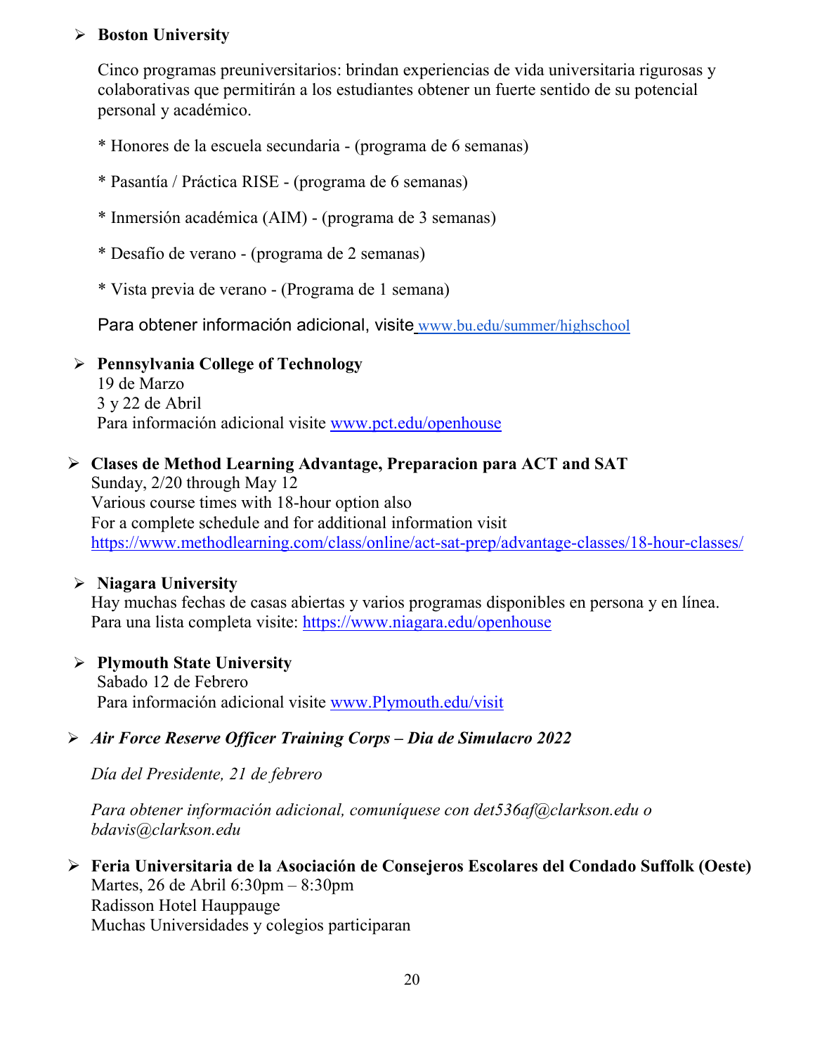- **Boston University**

  Cinco programas preuniversitarios: brindan experiencias de vida universitaria rigurosas y colaborativas que permitirán a los estudiantes obtener un fuerte sentido de su potencial personal y académico.

  * Honores de la escuela secundaria - (programa de 6 semanas)

  * Pasantía / Práctica RISE - (programa de 6 semanas)

  * Inmersión académica (AIM) - (programa de 3 semanas)

  * Desafío de verano - (programa de 2 semanas)

  * Vista previa de verano - (Programa de 1 semana)

  Para obtener información adicional, visite [www.bu.edu/summer/highschool](http://www.bu.edu/summer/highschool)

- **Pennsylvania College of Technology**
  19 de Marzo
  3 y 22 de Abril
  Para información adicional visite [www.pct.edu/openhouse](http://www.pct.edu/openhouse)

- **Clases de Method Learning Advantage, Preparacion para ACT and SAT**
  Sunday, 2/20 through May 12
  Various course times with 18-hour option also
  For a complete schedule and for additional information visit
  [https://www.methodlearning.com/class/online/act-sat-prep/advantage-classes/18-hour-classes/](https://www.methodlearning.com/class/online/act-sat-prep/advantage-classes/18-hour-classes/)

- **Niagara University**
  Hay muchas fechas de casas abiertas y varios programas disponibles en persona y en línea.
  Para una lista completa visite: [https://www.niagara.edu/openhouse](https://www.niagara.edu/openhouse)

- **Plymouth State University**
  Sabado 12 de Febrero
  Para información adicional visite [www.Plymouth.edu/visit](http://www.Plymouth.edu/visit)

- ***Air Force Reserve Officer Training Corps – Dia de Simulacro 2022***

  *Día del Presidente, 21 de febrero*

  *Para obtener información adicional, comuníquese con det536af@clarkson.edu o bdavis@clarkson.edu*

- **Feria Universitaria de la Asociación de Consejeros Escolares del Condado Suffolk (Oeste)**
  Martes, 26 de Abril 6:30pm – 8:30pm
  Radisson Hotel Hauppauge
  Muchas Universidades y colegios participaran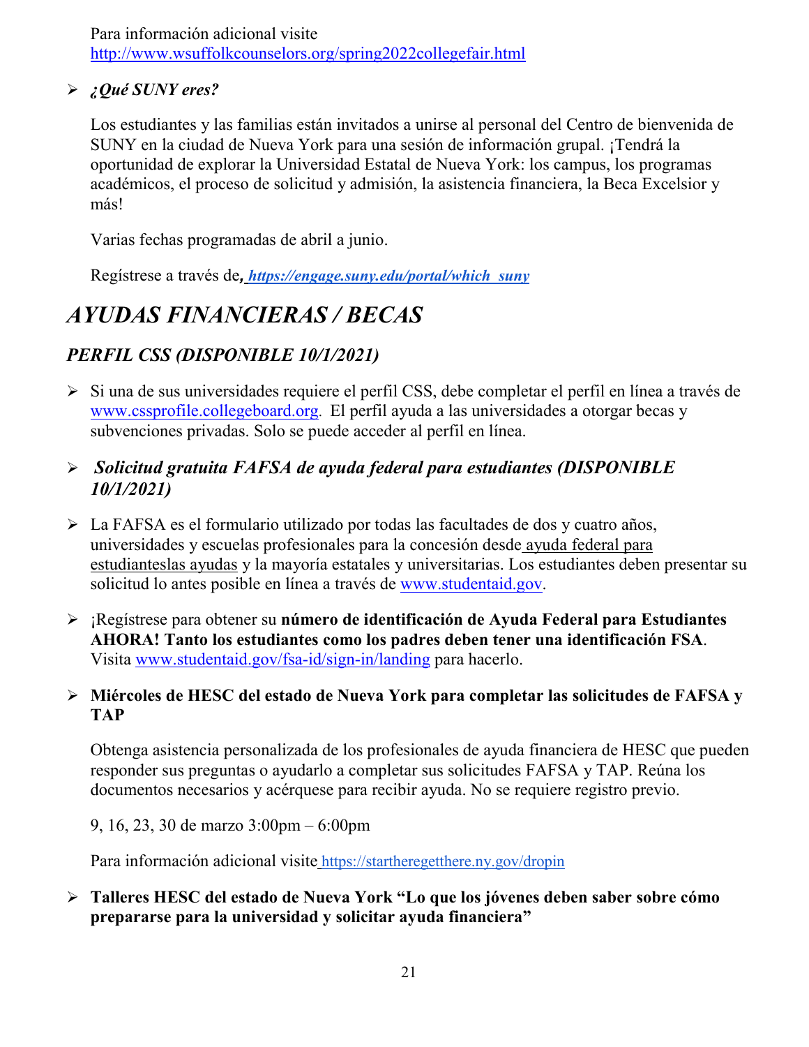Para información adicional visite http://www.wsuffolkcounselors.org/spring2022collegefair.html

- ***¿Qué SUNY eres?***

  Los estudiantes y las familias están invitados a unirse al personal del Centro de bienvenida de SUNY en la ciudad de Nueva York para una sesión de información grupal. ¡Tendrá la oportunidad de explorar la Universidad Estatal de Nueva York: los campus, los programas académicos, el proceso de solicitud y admisión, la asistencia financiera, la Beca Excelsior y más!

  Varias fechas programadas de abril a junio.

  Regístrese a través de, ***https://engage.suny.edu/portal/which_suny***

# *AYUDAS FINANCIERAS / BECAS*

## *PERFIL CSS (DISPONIBLE 10/1/2021)*

- Si una de sus universidades requiere el perfil CSS, debe completar el perfil en línea a través de www.cssprofile.collegeboard.org. El perfil ayuda a las universidades a otorgar becas y subvenciones privadas. Solo se puede acceder al perfil en línea.

- ***Solicitud gratuita FAFSA de ayuda federal para estudiantes (DISPONIBLE 10/1/2021)***

- La FAFSA es el formulario utilizado por todas las facultades de dos y cuatro años, universidades y escuelas profesionales para la concesión desde ayuda federal para estudianteslas ayudas y la mayoría estatales y universitarias. Los estudiantes deben presentar su solicitud lo antes posible en línea a través de www.studentaid.gov.

- ¡Regístrese para obtener su **número de identificación de Ayuda Federal para Estudiantes AHORA! Tanto los estudiantes como los padres deben tener una identificación FSA**. Visita www.studentaid.gov/fsa-id/sign-in/landing para hacerlo.

- **Miércoles de HESC del estado de Nueva York para completar las solicitudes de FAFSA y TAP**

  Obtenga asistencia personalizada de los profesionales de ayuda financiera de HESC que pueden responder sus preguntas o ayudarlo a completar sus solicitudes FAFSA y TAP. Reúna los documentos necesarios y acérquese para recibir ayuda. No se requiere registro previo.

  9, 16, 23, 30 de marzo 3:00pm – 6:00pm

  Para información adicional visite https://startheregetthere.ny.gov/dropin

- **Talleres HESC del estado de Nueva York "Lo que los jóvenes deben saber sobre cómo prepararse para la universidad y solicitar ayuda financiera"**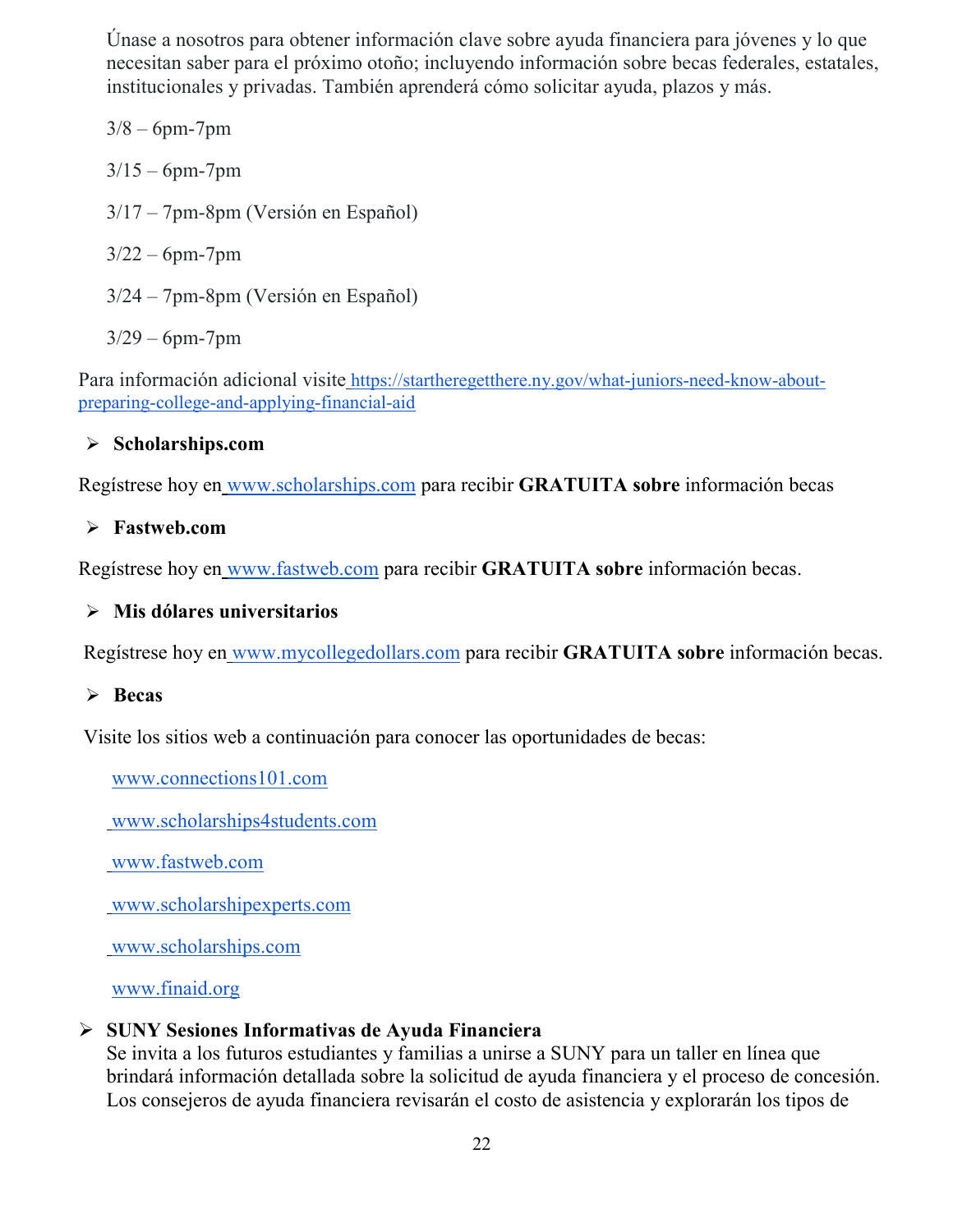Únase a nosotros para obtener información clave sobre ayuda financiera para jóvenes y lo que necesitan saber para el próximo otoño; incluyendo información sobre becas federales, estatales, institucionales y privadas. También aprenderá cómo solicitar ayuda, plazos y más.

3/8 – 6pm-7pm

3/15 – 6pm-7pm

3/17 – 7pm-8pm (Versión en Español)

3/22 – 6pm-7pm

3/24 – 7pm-8pm (Versión en Español)

3/29 – 6pm-7pm

Para información adicional visite https://startheregetthere.ny.gov/what-juniors-need-know-about-preparing-college-and-applying-financial-aid

- **Scholarships.com**

Regístrese hoy en www.scholarships.com para recibir **GRATUITA sobre** información becas

- **Fastweb.com**

Regístrese hoy en www.fastweb.com para recibir **GRATUITA sobre** información becas.

- **Mis dólares universitarios**

Regístrese hoy en www.mycollegedollars.com para recibir **GRATUITA sobre** información becas.

- **Becas**

Visite los sitios web a continuación para conocer las oportunidades de becas:

www.connections101.com

www.scholarships4students.com

www.fastweb.com

www.scholarshipexperts.com

www.scholarships.com

www.finaid.org

- **SUNY Sesiones Informativas de Ayuda Financiera**
Se invita a los futuros estudiantes y familias a unirse a SUNY para un taller en línea que brindará información detallada sobre la solicitud de ayuda financiera y el proceso de concesión. Los consejeros de ayuda financiera revisarán el costo de asistencia y explorarán los tipos de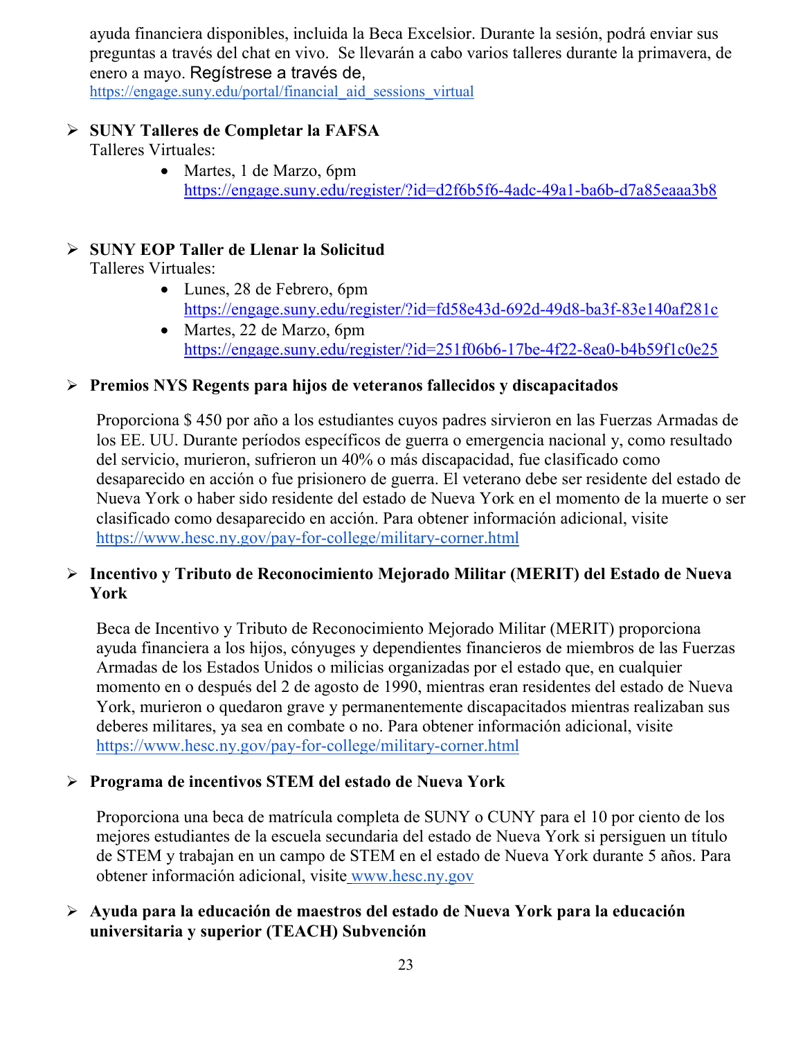ayuda financiera disponibles, incluida la Beca Excelsior. Durante la sesión, podrá enviar sus preguntas a través del chat en vivo. Se llevarán a cabo varios talleres durante la primavera, de enero a mayo. Regístrese a través de, https://engage.suny.edu/portal/financial_aid_sessions_virtual

- **SUNY Talleres de Completar la FAFSA**
  Talleres Virtuales:
  - Martes, 1 de Marzo, 6pm
    https://engage.suny.edu/register/?id=d2f6b5f6-4adc-49a1-ba6b-d7a85eaaa3b8

- **SUNY EOP Taller de Llenar la Solicitud**
  Talleres Virtuales:
  - Lunes, 28 de Febrero, 6pm
    https://engage.suny.edu/register/?id=fd58e43d-692d-49d8-ba3f-83e140af281c
  - Martes, 22 de Marzo, 6pm
    https://engage.suny.edu/register/?id=251f06b6-17be-4f22-8ea0-b4b59f1c0e25

- **Premios NYS Regents para hijos de veteranos fallecidos y discapacitados**

  Proporciona $ 450 por año a los estudiantes cuyos padres sirvieron en las Fuerzas Armadas de los EE. UU. Durante períodos específicos de guerra o emergencia nacional y, como resultado del servicio, murieron, sufrieron un 40% o más discapacidad, fue clasificado como desaparecido en acción o fue prisionero de guerra. El veterano debe ser residente del estado de Nueva York o haber sido residente del estado de Nueva York en el momento de la muerte o ser clasificado como desaparecido en acción. Para obtener información adicional, visite https://www.hesc.ny.gov/pay-for-college/military-corner.html

- **Incentivo y Tributo de Reconocimiento Mejorado Militar (MERIT) del Estado de Nueva York**

  Beca de Incentivo y Tributo de Reconocimiento Mejorado Militar (MERIT) proporciona ayuda financiera a los hijos, cónyuges y dependientes financieros de miembros de las Fuerzas Armadas de los Estados Unidos o milicias organizadas por el estado que, en cualquier momento en o después del 2 de agosto de 1990, mientras eran residentes del estado de Nueva York, murieron o quedaron grave y permanentemente discapacitados mientras realizaban sus deberes militares, ya sea en combate o no. Para obtener información adicional, visite https://www.hesc.ny.gov/pay-for-college/military-corner.html

- **Programa de incentivos STEM del estado de Nueva York**

  Proporciona una beca de matrícula completa de SUNY o CUNY para el 10 por ciento de los mejores estudiantes de la escuela secundaria del estado de Nueva York si persiguen un título de STEM y trabajan en un campo de STEM en el estado de Nueva York durante 5 años. Para obtener información adicional, visite www.hesc.ny.gov

- **Ayuda para la educación de maestros del estado de Nueva York para la educación universitaria y superior (TEACH) Subvención**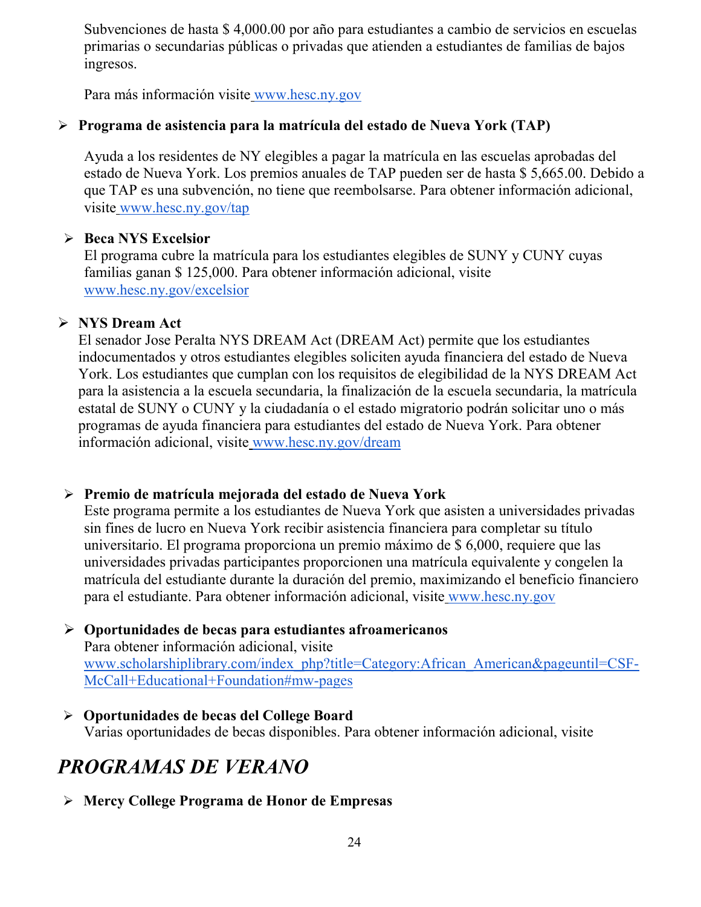Subvenciones de hasta $ 4,000.00 por año para estudiantes a cambio de servicios en escuelas primarias o secundarias públicas o privadas que atienden a estudiantes de familias de bajos ingresos.

Para más información visite www.hesc.ny.gov

- **Programa de asistencia para la matrícula del estado de Nueva York (TAP)**

  Ayuda a los residentes de NY elegibles a pagar la matrícula en las escuelas aprobadas del estado de Nueva York. Los premios anuales de TAP pueden ser de hasta $ 5,665.00. Debido a que TAP es una subvención, no tiene que reembolsarse. Para obtener información adicional, visite www.hesc.ny.gov/tap

- **Beca NYS Excelsior**
  El programa cubre la matrícula para los estudiantes elegibles de SUNY y CUNY cuyas familias ganan $ 125,000. Para obtener información adicional, visite www.hesc.ny.gov/excelsior

- **NYS Dream Act**
  El senador Jose Peralta NYS DREAM Act (DREAM Act) permite que los estudiantes indocumentados y otros estudiantes elegibles soliciten ayuda financiera del estado de Nueva York. Los estudiantes que cumplan con los requisitos de elegibilidad de la NYS DREAM Act para la asistencia a la escuela secundaria, la finalización de la escuela secundaria, la matrícula estatal de SUNY o CUNY y la ciudadanía o el estado migratorio podrán solicitar uno o más programas de ayuda financiera para estudiantes del estado de Nueva York. Para obtener información adicional, visite www.hesc.ny.gov/dream

- **Premio de matrícula mejorada del estado de Nueva York**
  Este programa permite a los estudiantes de Nueva York que asisten a universidades privadas sin fines de lucro en Nueva York recibir asistencia financiera para completar su título universitario. El programa proporciona un premio máximo de $ 6,000, requiere que las universidades privadas participantes proporcionen una matrícula equivalente y congelen la matrícula del estudiante durante la duración del premio, maximizando el beneficio financiero para el estudiante. Para obtener información adicional, visite www.hesc.ny.gov

- **Oportunidades de becas para estudiantes afroamericanos**
  Para obtener información adicional, visite www.scholarshiplibrary.com/index_php?title=Category:African_American&pageuntil=CSF-McCall+Educational+Foundation#mw-pages

- **Oportunidades de becas del College Board**
  Varias oportunidades de becas disponibles. Para obtener información adicional, visite

# *PROGRAMAS DE VERANO*

- **Mercy College Programa de Honor de Empresas**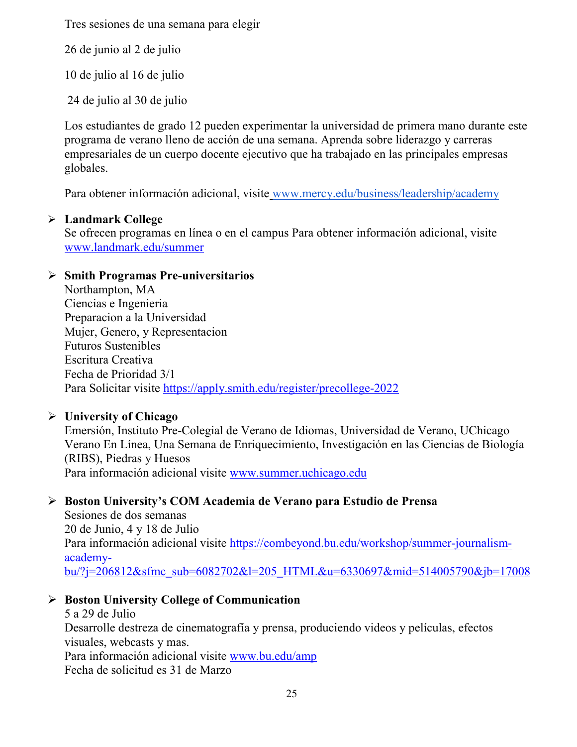Tres sesiones de una semana para elegir

26 de junio al 2 de julio

10 de julio al 16 de julio

24 de julio al 30 de julio

Los estudiantes de grado 12 pueden experimentar la universidad de primera mano durante este programa de verano lleno de acción de una semana. Aprenda sobre liderazgo y carreras empresariales de un cuerpo docente ejecutivo que ha trabajado en las principales empresas globales.

Para obtener información adicional, visite www.mercy.edu/business/leadership/academy

- **Landmark College**
  Se ofrecen programas en línea o en el campus Para obtener información adicional, visite www.landmark.edu/summer

- **Smith Programas Pre-universitarios**
  Northampton, MA
  Ciencias e Ingenieria
  Preparacion a la Universidad
  Mujer, Genero, y Representacion
  Futuros Sustenibles
  Escritura Creativa
  Fecha de Prioridad 3/1
  Para Solicitar visite https://apply.smith.edu/register/precollege-2022

- **University of Chicago**
  Emersión, Instituto Pre-Colegial de Verano de Idiomas, Universidad de Verano, UChicago Verano En Línea, Una Semana de Enriquecimiento, Investigación en las Ciencias de Biología (RIBS), Piedras y Huesos
  Para información adicional visite www.summer.uchicago.edu

- **Boston University's COM Academia de Verano para Estudio de Prensa**
  Sesiones de dos semanas
  20 de Junio, 4 y 18 de Julio
  Para información adicional visite https://combeyond.bu.edu/workshop/summer-journalism-academy-bu/?j=206812&sfmc_sub=6082702&l=205_HTML&u=6330697&mid=514005790&jb=17008

- **Boston University College of Communication**
  5 a 29 de Julio
  Desarrolle destreza de cinematografía y prensa, produciendo videos y películas, efectos visuales, webcasts y mas.
  Para información adicional visite www.bu.edu/amp
  Fecha de solicitud es 31 de Marzo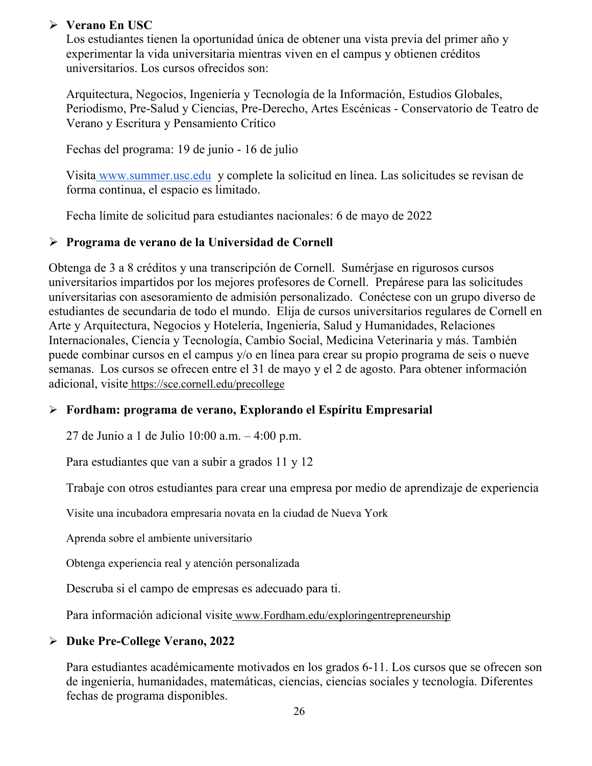- **Verano En USC**

  Los estudiantes tienen la oportunidad única de obtener una vista previa del primer año y experimentar la vida universitaria mientras viven en el campus y obtienen créditos universitarios. Los cursos ofrecidos son:

  Arquitectura, Negocios, Ingeniería y Tecnología de la Información, Estudios Globales, Periodismo, Pre-Salud y Ciencias, Pre-Derecho, Artes Escénicas - Conservatorio de Teatro de Verano y Escritura y Pensamiento Crítico

  Fechas del programa: 19 de junio - 16 de julio

  Visita www.summer.usc.edu y complete la solicitud en línea. Las solicitudes se revisan de forma continua, el espacio es limitado.

  Fecha límite de solicitud para estudiantes nacionales: 6 de mayo de 2022

- **Programa de verano de la Universidad de Cornell**

Obtenga de 3 a 8 créditos y una transcripción de Cornell. Sumérjase en rigurosos cursos universitarios impartidos por los mejores profesores de Cornell. Prepárese para las solicitudes universitarias con asesoramiento de admisión personalizado. Conéctese con un grupo diverso de estudiantes de secundaria de todo el mundo. Elija de cursos universitarios regulares de Cornell en Arte y Arquitectura, Negocios y Hotelería, Ingeniería, Salud y Humanidades, Relaciones Internacionales, Ciencia y Tecnología, Cambio Social, Medicina Veterinaria y más. También puede combinar cursos en el campus y/o en línea para crear su propio programa de seis o nueve semanas. Los cursos se ofrecen entre el 31 de mayo y el 2 de agosto. Para obtener información adicional, visite https://sce.cornell.edu/precollege

- **Fordham: programa de verano, Explorando el Espíritu Empresarial**

  27 de Junio a 1 de Julio 10:00 a.m. – 4:00 p.m.

  Para estudiantes que van a subir a grados 11 y 12

  Trabaje con otros estudiantes para crear una empresa por medio de aprendizaje de experiencia

  Visite una incubadora empresaria novata en la ciudad de Nueva York

  Aprenda sobre el ambiente universitario

  Obtenga experiencia real y atención personalizada

  Descruba si el campo de empresas es adecuado para ti.

  Para información adicional visite www.Fordham.edu/exploringentrepreneurship

- **Duke Pre-College Verano, 2022**

  Para estudiantes académicamente motivados en los grados 6-11. Los cursos que se ofrecen son de ingeniería, humanidades, matemáticas, ciencias, ciencias sociales y tecnología. Diferentes fechas de programa disponibles.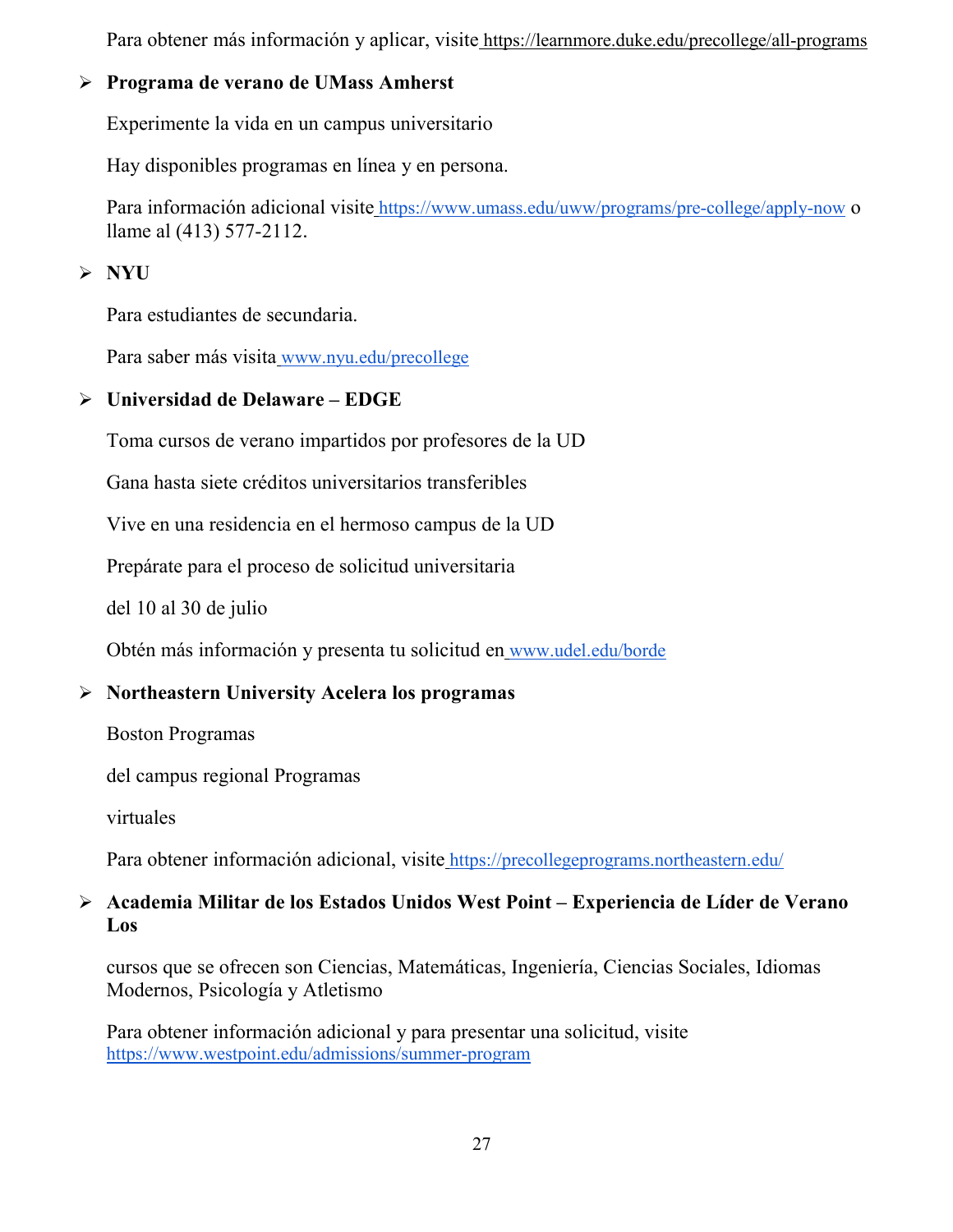Para obtener más información y aplicar, visite https://learnmore.duke.edu/precollege/all-programs

- **Programa de verano de UMass Amherst**

  Experimente la vida en un campus universitario

  Hay disponibles programas en línea y en persona.

  Para información adicional visite https://www.umass.edu/uww/programs/pre-college/apply-now o llame al (413) 577-2112.

- **NYU**

  Para estudiantes de secundaria.

  Para saber más visita www.nyu.edu/precollege

- **Universidad de Delaware – EDGE**

  Toma cursos de verano impartidos por profesores de la UD

  Gana hasta siete créditos universitarios transferibles

  Vive en una residencia en el hermoso campus de la UD

  Prepárate para el proceso de solicitud universitaria

  del 10 al 30 de julio

  Obtén más información y presenta tu solicitud en www.udel.edu/borde

- **Northeastern University Acelera los programas**

  Boston Programas

  del campus regional Programas

  virtuales

  Para obtener información adicional, visite https://precollegeprograms.northeastern.edu/

- **Academia Militar de los Estados Unidos West Point – Experiencia de Líder de Verano Los**

  cursos que se ofrecen son Ciencias, Matemáticas, Ingeniería, Ciencias Sociales, Idiomas Modernos, Psicología y Atletismo

  Para obtener información adicional y para presentar una solicitud, visite https://www.westpoint.edu/admissions/summer-program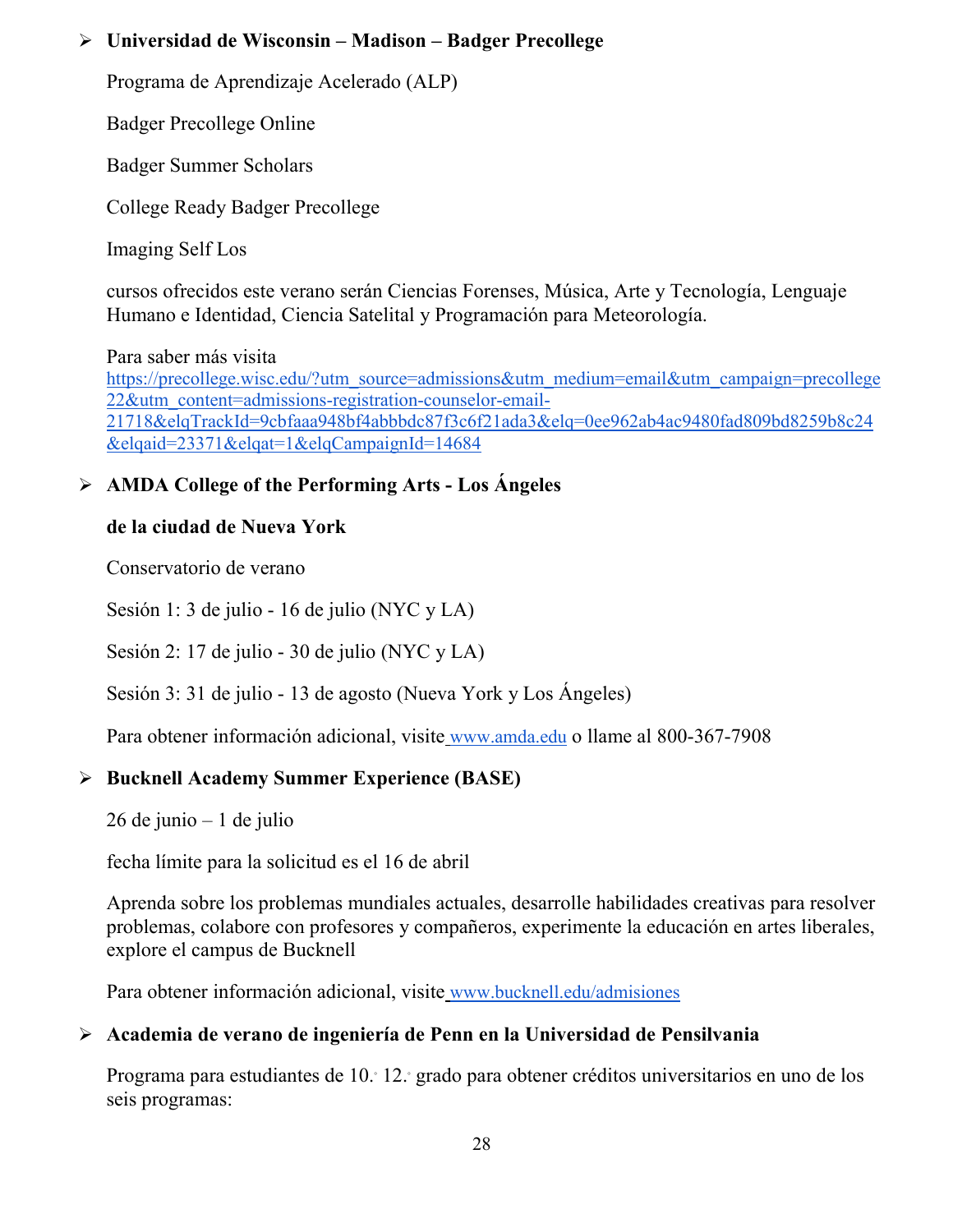- **Universidad de Wisconsin – Madison – Badger Precollege**

  Programa de Aprendizaje Acelerado (ALP)

  Badger Precollege Online

  Badger Summer Scholars

  College Ready Badger Precollege

  Imaging Self Los

  cursos ofrecidos este verano serán Ciencias Forenses, Música, Arte y Tecnología, Lenguaje Humano e Identidad, Ciencia Satelital y Programación para Meteorología.

  Para saber más visita https://precollege.wisc.edu/?utm_source=admissions&utm_medium=email&utm_campaign=precollege22&utm_content=admissions-registration-counselor-email-21718&elqTrackId=9cbfaaa948bf4abbbdc87f3c6f21ada3&elq=0ee962ab4ac9480fad809bd8259b8c24&elqaid=23371&elqat=1&elqCampaignId=14684

- **AMDA College of the Performing Arts - Los Ángeles**

  **de la ciudad de Nueva York**

  Conservatorio de verano

  Sesión 1: 3 de julio - 16 de julio (NYC y LA)

  Sesión 2: 17 de julio - 30 de julio (NYC y LA)

  Sesión 3: 31 de julio - 13 de agosto (Nueva York y Los Ángeles)

  Para obtener información adicional, visite www.amda.edu o llame al 800-367-7908

- **Bucknell Academy Summer Experience (BASE)**

  26 de junio – 1 de julio

  fecha límite para la solicitud es el 16 de abril

  Aprenda sobre los problemas mundiales actuales, desarrolle habilidades creativas para resolver problemas, colabore con profesores y compañeros, experimente la educación en artes liberales, explore el campus de Bucknell

  Para obtener información adicional, visite www.bucknell.edu/admisiones

- **Academia de verano de ingeniería de Penn en la Universidad de Pensilvania**

  Programa para estudiantes de 10.◦ 12.◦ grado para obtener créditos universitarios en uno de los seis programas: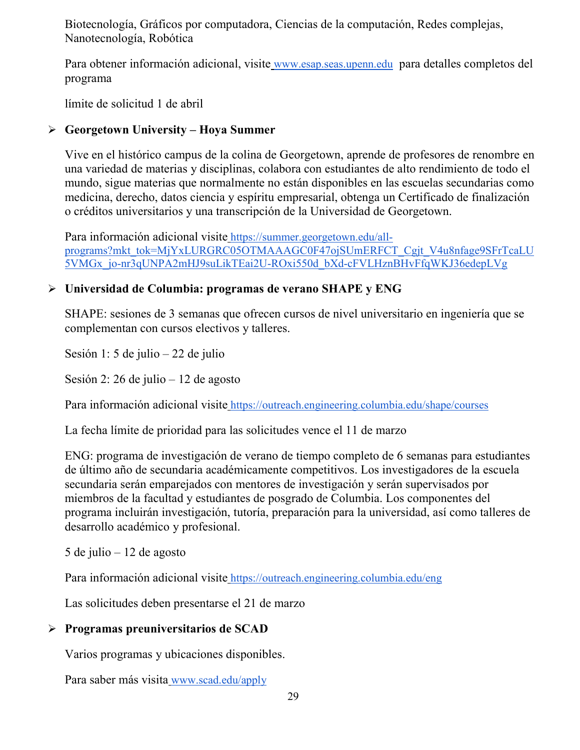Biotecnología, Gráficos por computadora, Ciencias de la computación, Redes complejas, Nanotecnología, Robótica

Para obtener información adicional, visite www.esap.seas.upenn.edu para detalles completos del programa

límite de solicitud 1 de abril

- **Georgetown University – Hoya Summer**

  Vive en el histórico campus de la colina de Georgetown, aprende de profesores de renombre en una variedad de materias y disciplinas, colabora con estudiantes de alto rendimiento de todo el mundo, sigue materias que normalmente no están disponibles en las escuelas secundarias como medicina, derecho, datos ciencia y espíritu empresarial, obtenga un Certificado de finalización o créditos universitarios y una transcripción de la Universidad de Georgetown.

  Para información adicional visite https://summer.georgetown.edu/all-programs?mkt_tok=MjYxLURGRC05OTMAAAGC0F47ojSUmERFCT_Cgjt_V4u8nfage9SFrTcaLU5VMGx_jo-nr3qUNPA2mHJ9suLikTEai2U-ROxi550d_bXd-cFVLHznBHvFfqWKJ36edepLVg

- **Universidad de Columbia: programas de verano SHAPE y ENG**

  SHAPE: sesiones de 3 semanas que ofrecen cursos de nivel universitario en ingeniería que se complementan con cursos electivos y talleres.

  Sesión 1: 5 de julio – 22 de julio

  Sesión 2: 26 de julio – 12 de agosto

  Para información adicional visite https://outreach.engineering.columbia.edu/shape/courses

  La fecha límite de prioridad para las solicitudes vence el 11 de marzo

  ENG: programa de investigación de verano de tiempo completo de 6 semanas para estudiantes de último año de secundaria académicamente competitivos. Los investigadores de la escuela secundaria serán emparejados con mentores de investigación y serán supervisados por miembros de la facultad y estudiantes de posgrado de Columbia. Los componentes del programa incluirán investigación, tutoría, preparación para la universidad, así como talleres de desarrollo académico y profesional.

  5 de julio – 12 de agosto

  Para información adicional visite https://outreach.engineering.columbia.edu/eng

  Las solicitudes deben presentarse el 21 de marzo

- **Programas preuniversitarios de SCAD**

  Varios programas y ubicaciones disponibles.

  Para saber más visita www.scad.edu/apply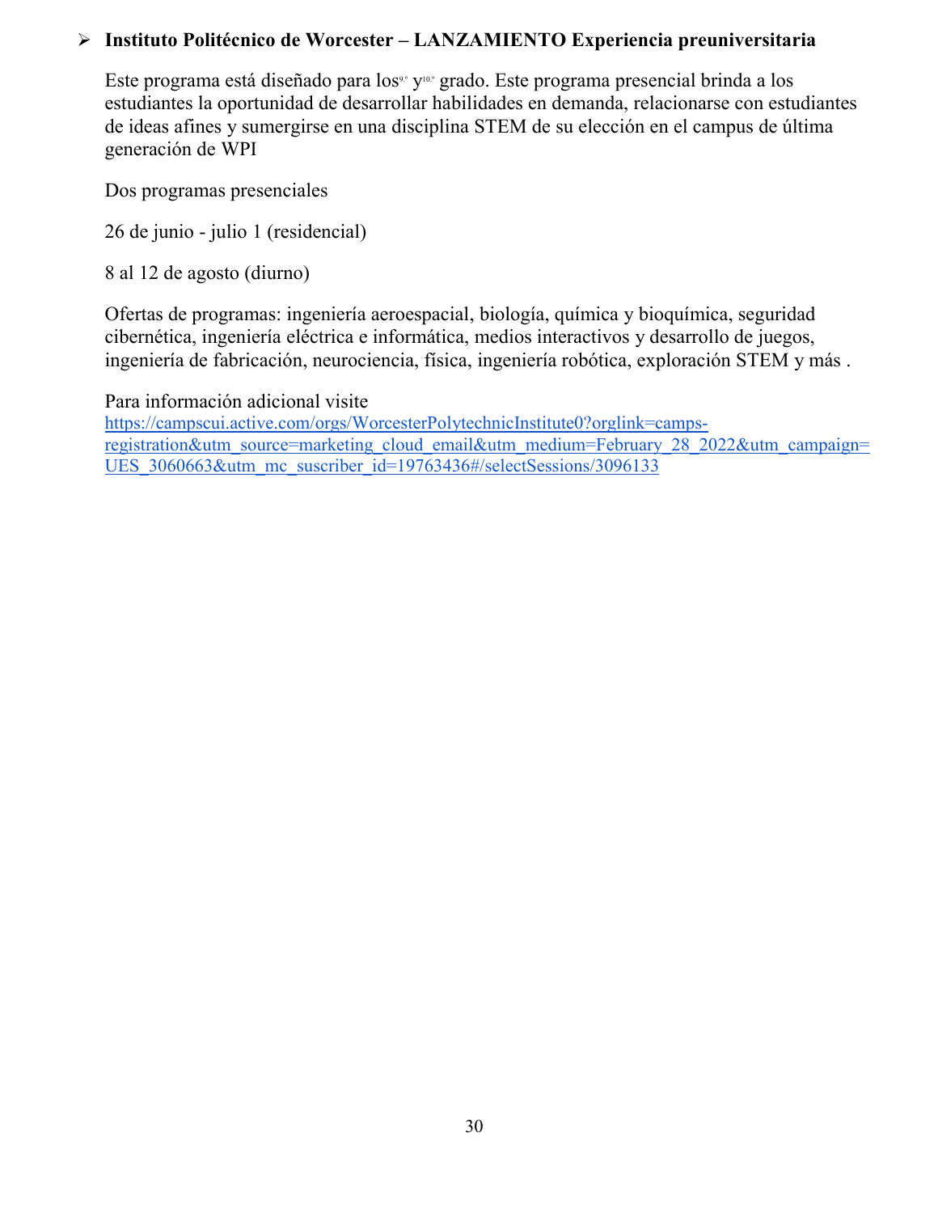- **Instituto Politécnico de Worcester – LANZAMIENTO Experiencia preuniversitaria**

  Este programa está diseñado para los 9.º y 10.º grado. Este programa presencial brinda a los estudiantes la oportunidad de desarrollar habilidades en demanda, relacionarse con estudiantes de ideas afines y sumergirse en una disciplina STEM de su elección en el campus de última generación de WPI

  Dos programas presenciales

  26 de junio - julio 1 (residencial)

  8 al 12 de agosto (diurno)

  Ofertas de programas: ingeniería aeroespacial, biología, química y bioquímica, seguridad cibernética, ingeniería eléctrica e informática, medios interactivos y desarrollo de juegos, ingeniería de fabricación, neurociencia, física, ingeniería robótica, exploración STEM y más .

  Para información adicional visite https://campscui.active.com/orgs/WorcesterPolytechnicInstitute0?orglink=camps-registration&utm_source=marketing_cloud_email&utm_medium=February_28_2022&utm_campaign=UES_3060663&utm_mc_suscriber_id=19763436#/selectSessions/3096133